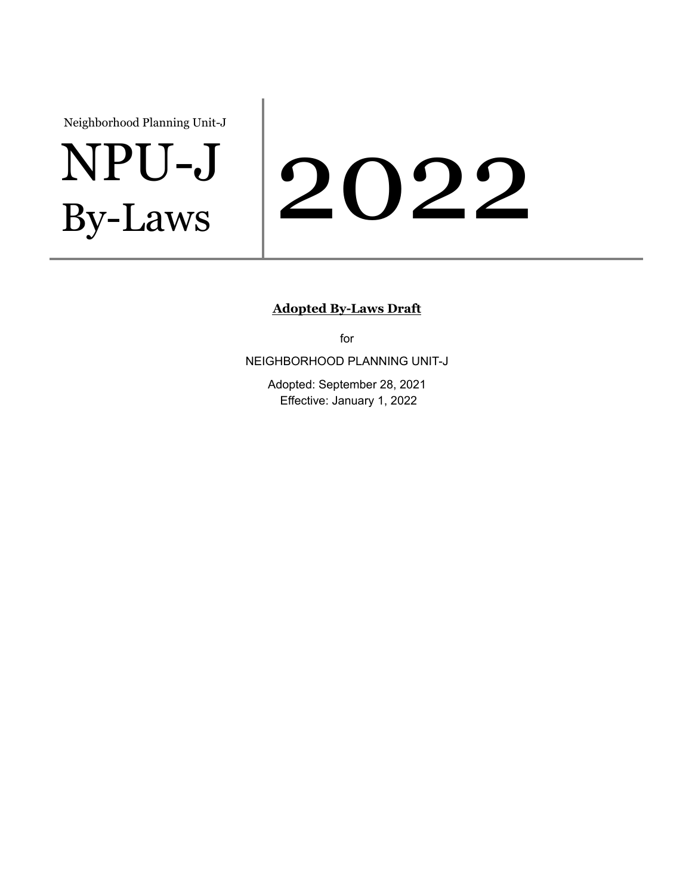Neighborhood Planning Unit-J

# NPU-J By-Laws

# 2022

**Adopted By-Laws Draft**

for

NEIGHBORHOOD PLANNING UNIT-J

Adopted: September 28, 2021
Effective: January 1, 2022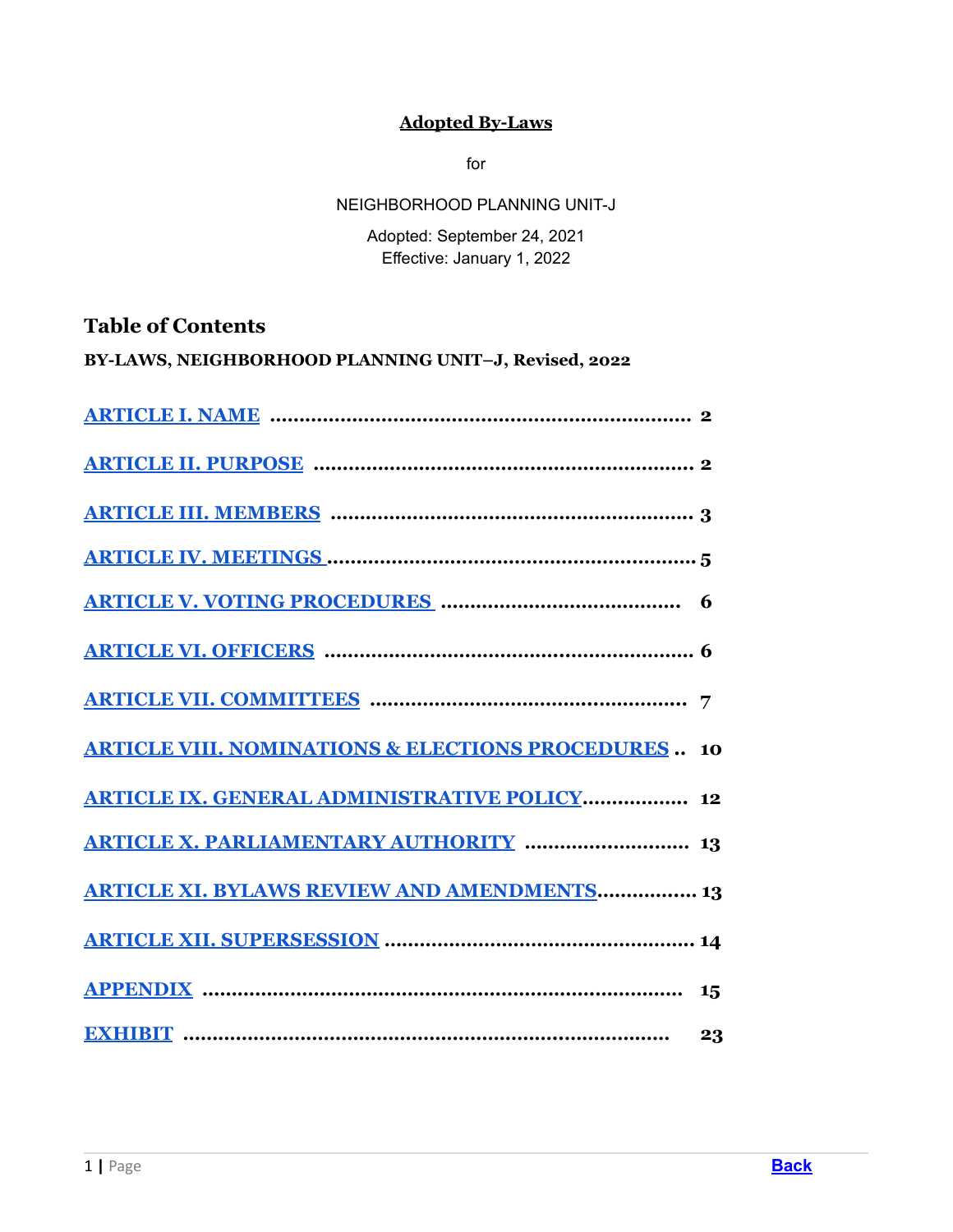**Adopted By-Laws**

for

NEIGHBORHOOD PLANNING UNIT-J

Adopted: September 24, 2021
Effective: January 1, 2022

## Table of Contents

**BY-LAWS, NEIGHBORHOOD PLANNING UNIT–J, Revised, 2022**

| | |
|---|---|
| ARTICLE I. NAME | 2 |
| ARTICLE II. PURPOSE | 2 |
| ARTICLE III. MEMBERS | 3 |
| ARTICLE IV. MEETINGS | 5 |
| ARTICLE V. VOTING PROCEDURES | 6 |
| ARTICLE VI. OFFICERS | 6 |
| ARTICLE VII. COMMITTEES | 7 |
| ARTICLE VIII. NOMINATIONS & ELECTIONS PROCEDURES | 10 |
| ARTICLE IX. GENERAL ADMINISTRATIVE POLICY | 12 |
| ARTICLE X. PARLIAMENTARY AUTHORITY | 13 |
| ARTICLE XI. BYLAWS REVIEW AND AMENDMENTS | 13 |
| ARTICLE XII. SUPERSESSION | 14 |
| APPENDIX | 15 |
| EXHIBIT | 23 |

Back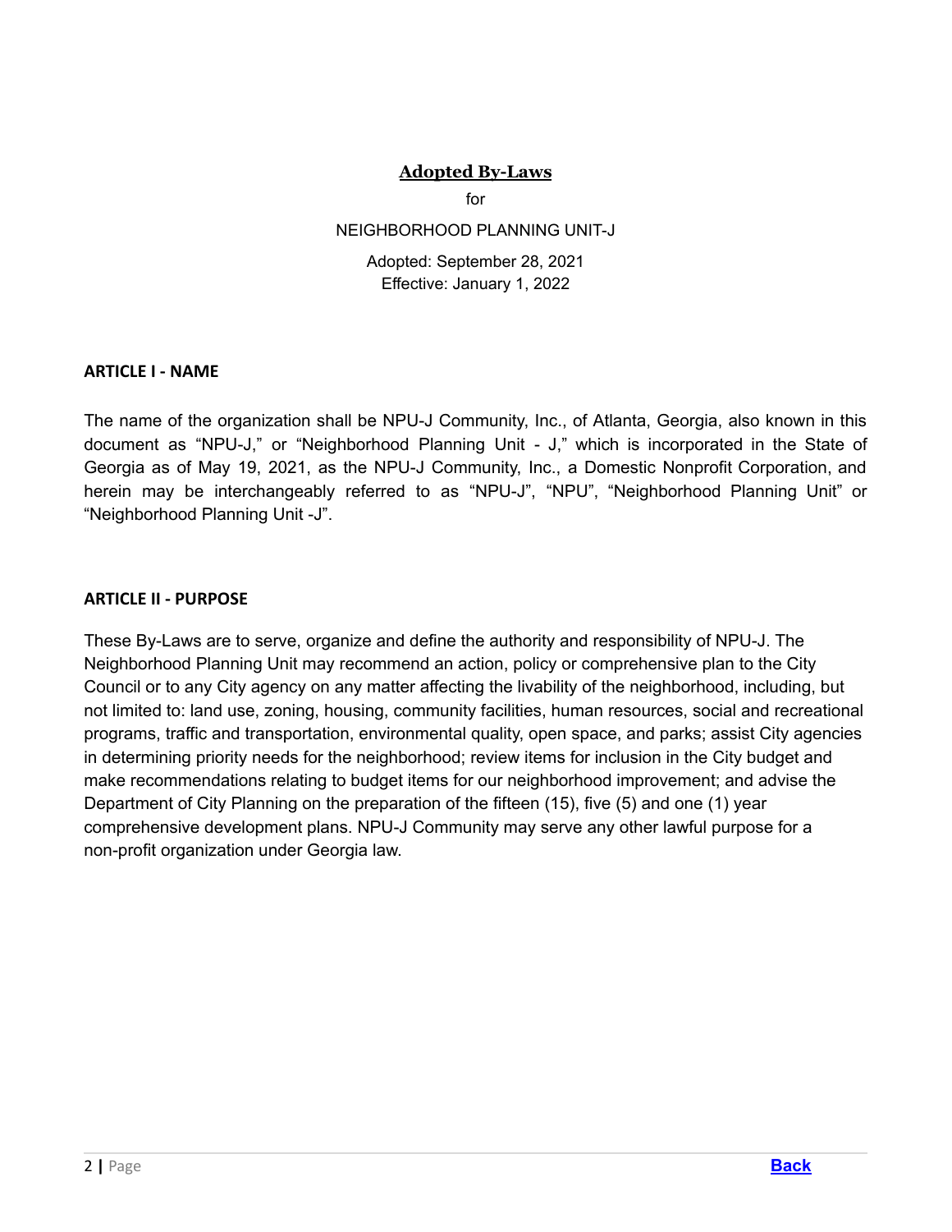# Adopted By-Laws

for

NEIGHBORHOOD PLANNING UNIT-J

Adopted: September 28, 2021
Effective: January 1, 2022

## ARTICLE I - NAME

The name of the organization shall be NPU-J Community, Inc., of Atlanta, Georgia, also known in this document as "NPU-J," or "Neighborhood Planning Unit - J," which is incorporated in the State of Georgia as of May 19, 2021, as the NPU-J Community, Inc., a Domestic Nonprofit Corporation, and herein may be interchangeably referred to as "NPU-J", "NPU", "Neighborhood Planning Unit" or "Neighborhood Planning Unit -J".

## ARTICLE II - PURPOSE

These By-Laws are to serve, organize and define the authority and responsibility of NPU-J. The Neighborhood Planning Unit may recommend an action, policy or comprehensive plan to the City Council or to any City agency on any matter affecting the livability of the neighborhood, including, but not limited to: land use, zoning, housing, community facilities, human resources, social and recreational programs, traffic and transportation, environmental quality, open space, and parks; assist City agencies in determining priority needs for the neighborhood; review items for inclusion in the City budget and make recommendations relating to budget items for our neighborhood improvement; and advise the Department of City Planning on the preparation of the fifteen (15), five (5) and one (1) year comprehensive development plans. NPU-J Community may serve any other lawful purpose for a non-profit organization under Georgia law.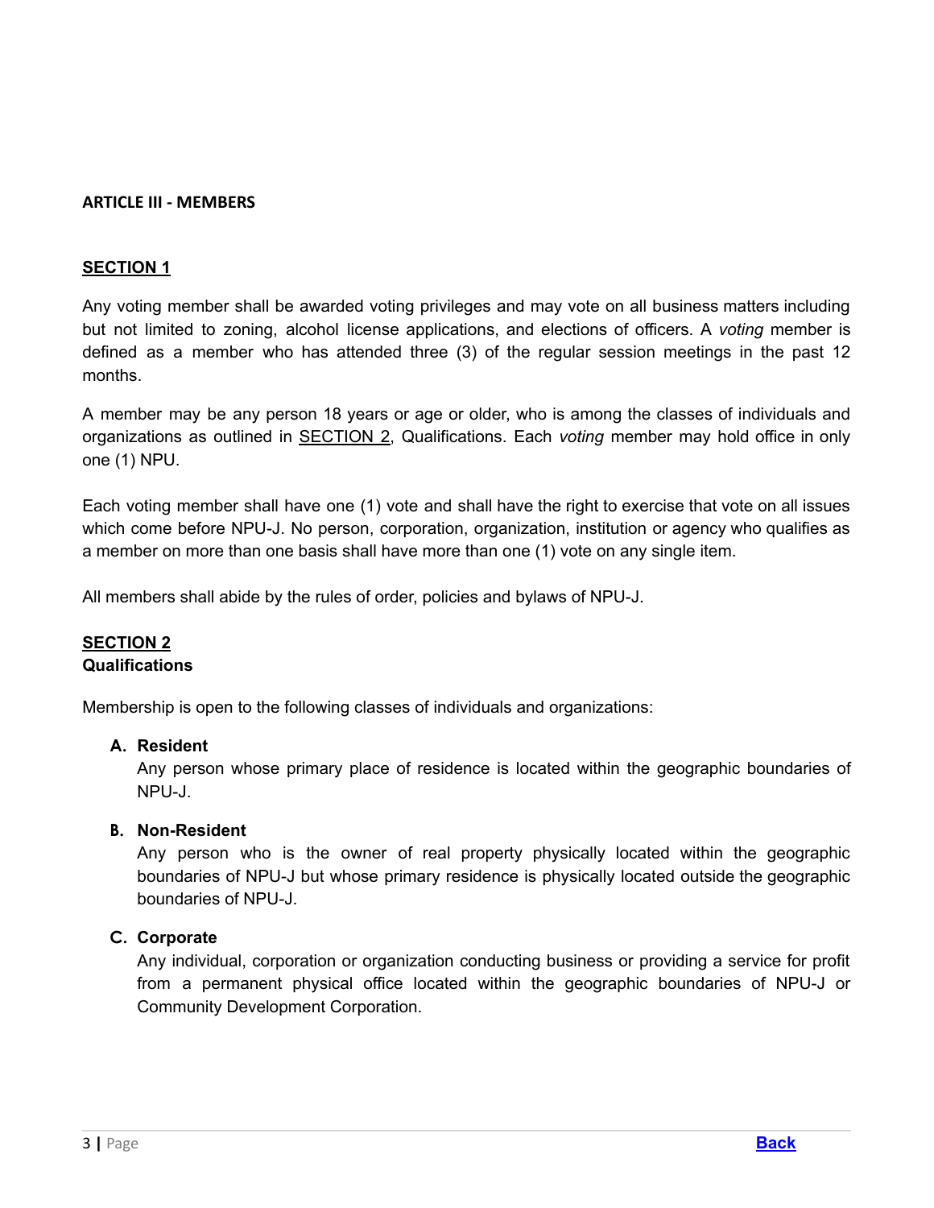**ARTICLE III - MEMBERS**

**SECTION 1**

Any voting member shall be awarded voting privileges and may vote on all business matters including but not limited to zoning, alcohol license applications, and elections of officers. A *voting* member is defined as a member who has attended three (3) of the regular session meetings in the past 12 months.

A member may be any person 18 years or age or older, who is among the classes of individuals and organizations as outlined in SECTION 2, Qualifications. Each *voting* member may hold office in only one (1) NPU.

Each voting member shall have one (1) vote and shall have the right to exercise that vote on all issues which come before NPU-J. No person, corporation, organization, institution or agency who qualifies as a member on more than one basis shall have more than one (1) vote on any single item.

All members shall abide by the rules of order, policies and bylaws of NPU-J.

**SECTION 2**
**Qualifications**

Membership is open to the following classes of individuals and organizations:

**A. Resident**
Any person whose primary place of residence is located within the geographic boundaries of NPU-J.

**B. Non-Resident**
Any person who is the owner of real property physically located within the geographic boundaries of NPU-J but whose primary residence is physically located outside the geographic boundaries of NPU-J.

**C. Corporate**
Any individual, corporation or organization conducting business or providing a service for profit from a permanent physical office located within the geographic boundaries of NPU-J or Community Development Corporation.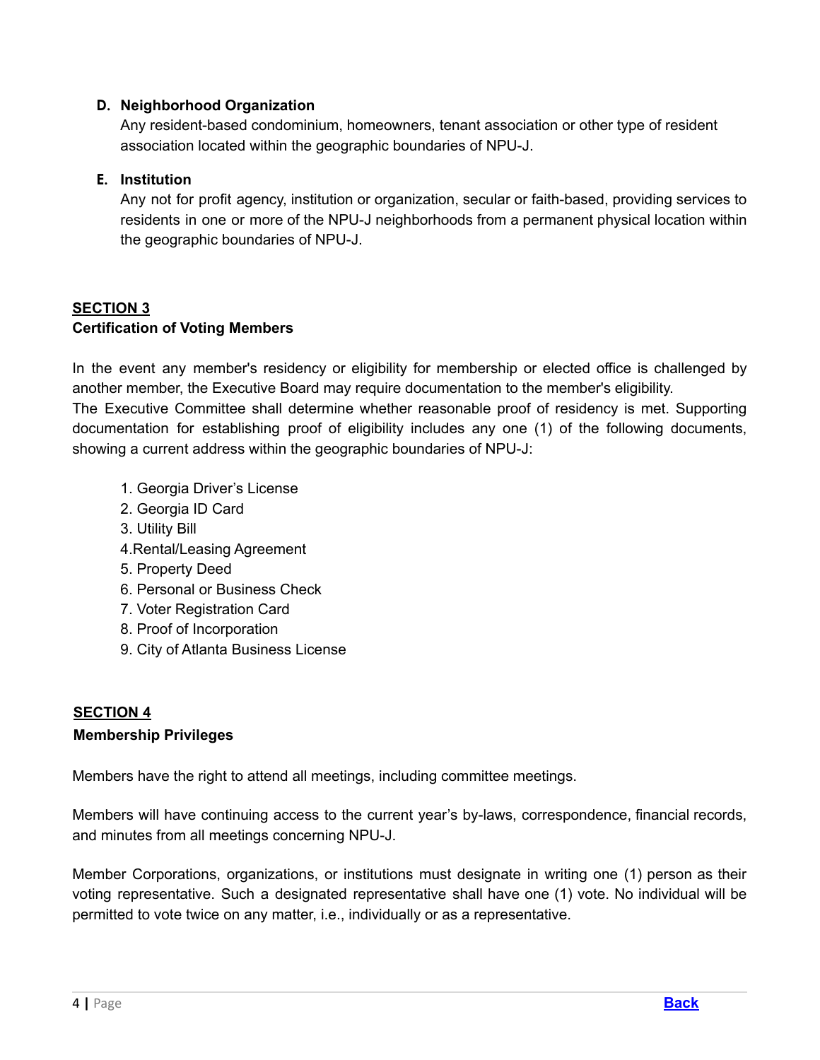**D. Neighborhood Organization**

Any resident-based condominium, homeowners, tenant association or other type of resident association located within the geographic boundaries of NPU-J.

**E. Institution**

Any not for profit agency, institution or organization, secular or faith-based, providing services to residents in one or more of the NPU-J neighborhoods from a permanent physical location within the geographic boundaries of NPU-J.

## SECTION 3

**Certification of Voting Members**

In the event any member's residency or eligibility for membership or elected office is challenged by another member, the Executive Board may require documentation to the member's eligibility.

The Executive Committee shall determine whether reasonable proof of residency is met. Supporting documentation for establishing proof of eligibility includes any one (1) of the following documents, showing a current address within the geographic boundaries of NPU-J:

1. Georgia Driver's License
2. Georgia ID Card
3. Utility Bill
4. Rental/Leasing Agreement
5. Property Deed
6. Personal or Business Check
7. Voter Registration Card
8. Proof of Incorporation
9. City of Atlanta Business License

## SECTION 4

**Membership Privileges**

Members have the right to attend all meetings, including committee meetings.

Members will have continuing access to the current year's by-laws, correspondence, financial records, and minutes from all meetings concerning NPU-J.

Member Corporations, organizations, or institutions must designate in writing one (1) person as their voting representative. Such a designated representative shall have one (1) vote. No individual will be permitted to vote twice on any matter, i.e., individually or as a representative.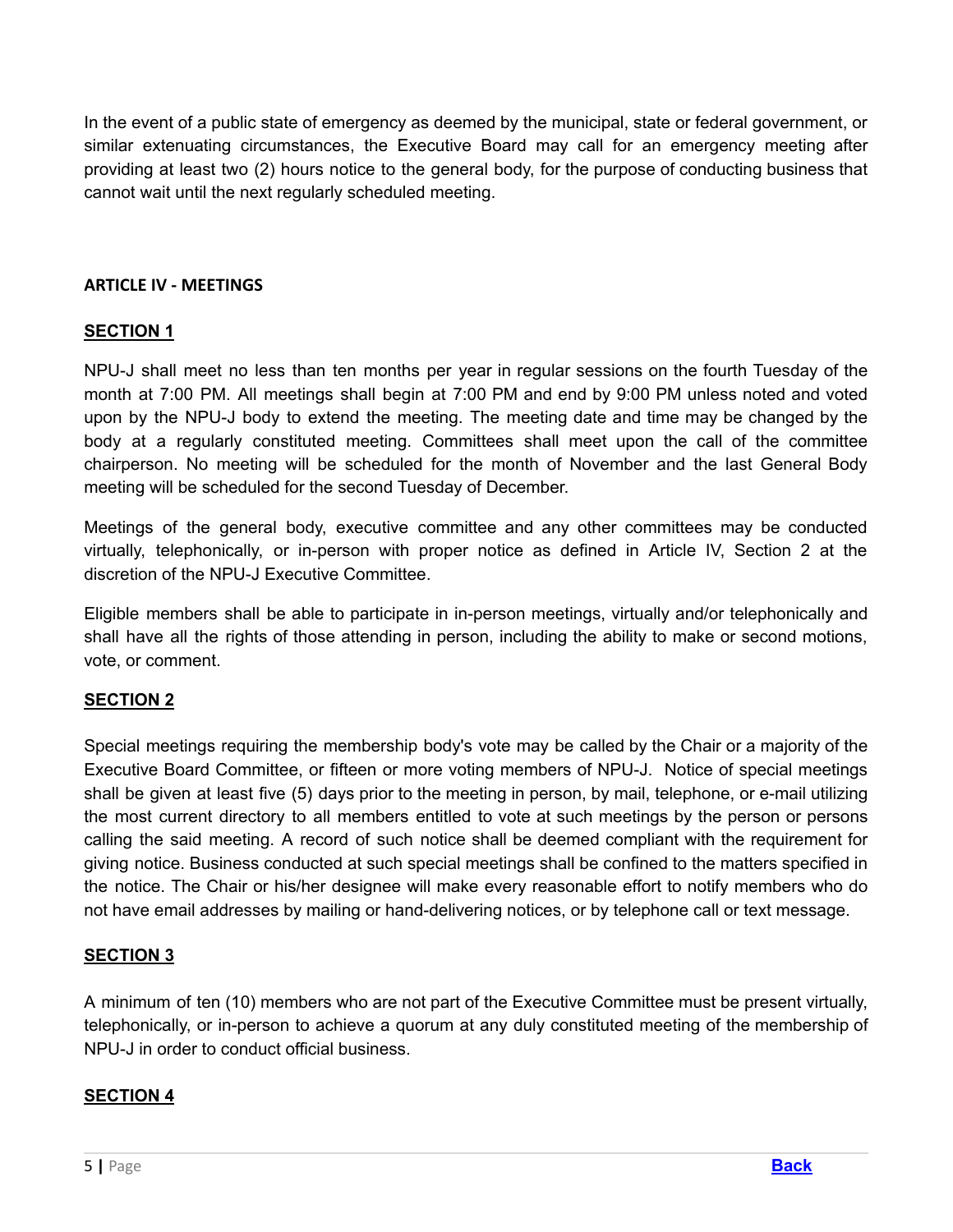In the event of a public state of emergency as deemed by the municipal, state or federal government, or similar extenuating circumstances, the Executive Board may call for an emergency meeting after providing at least two (2) hours notice to the general body, for the purpose of conducting business that cannot wait until the next regularly scheduled meeting.

## ARTICLE IV - MEETINGS

### SECTION 1

NPU-J shall meet no less than ten months per year in regular sessions on the fourth Tuesday of the month at 7:00 PM. All meetings shall begin at 7:00 PM and end by 9:00 PM unless noted and voted upon by the NPU-J body to extend the meeting. The meeting date and time may be changed by the body at a regularly constituted meeting. Committees shall meet upon the call of the committee chairperson. No meeting will be scheduled for the month of November and the last General Body meeting will be scheduled for the second Tuesday of December.

Meetings of the general body, executive committee and any other committees may be conducted virtually, telephonically, or in-person with proper notice as defined in Article IV, Section 2 at the discretion of the NPU-J Executive Committee.

Eligible members shall be able to participate in in-person meetings, virtually and/or telephonically and shall have all the rights of those attending in person, including the ability to make or second motions, vote, or comment.

### SECTION 2

Special meetings requiring the membership body's vote may be called by the Chair or a majority of the Executive Board Committee, or fifteen or more voting members of NPU-J. Notice of special meetings shall be given at least five (5) days prior to the meeting in person, by mail, telephone, or e-mail utilizing the most current directory to all members entitled to vote at such meetings by the person or persons calling the said meeting. A record of such notice shall be deemed compliant with the requirement for giving notice. Business conducted at such special meetings shall be confined to the matters specified in the notice. The Chair or his/her designee will make every reasonable effort to notify members who do not have email addresses by mailing or hand-delivering notices, or by telephone call or text message.

### SECTION 3

A minimum of ten (10) members who are not part of the Executive Committee must be present virtually, telephonically, or in-person to achieve a quorum at any duly constituted meeting of the membership of NPU-J in order to conduct official business.

### SECTION 4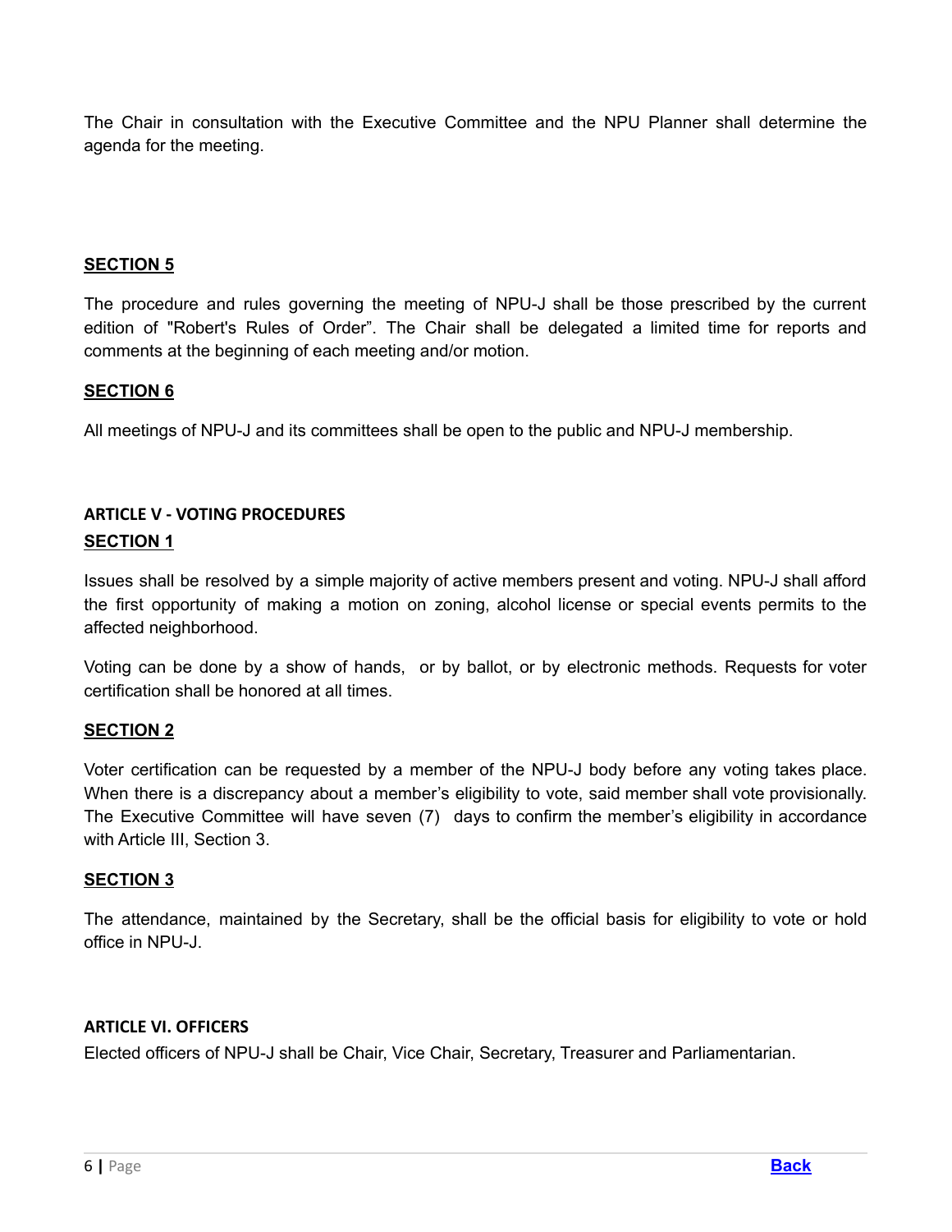The Chair in consultation with the Executive Committee and the NPU Planner shall determine the agenda for the meeting.

**SECTION 5**

The procedure and rules governing the meeting of NPU-J shall be those prescribed by the current edition of "Robert's Rules of Order". The Chair shall be delegated a limited time for reports and comments at the beginning of each meeting and/or motion.

**SECTION 6**

All meetings of NPU-J and its committees shall be open to the public and NPU-J membership.

## ARTICLE V - VOTING PROCEDURES

**SECTION 1**

Issues shall be resolved by a simple majority of active members present and voting. NPU-J shall afford the first opportunity of making a motion on zoning, alcohol license or special events permits to the affected neighborhood.

Voting can be done by a show of hands, or by ballot, or by electronic methods. Requests for voter certification shall be honored at all times.

**SECTION 2**

Voter certification can be requested by a member of the NPU-J body before any voting takes place. When there is a discrepancy about a member's eligibility to vote, said member shall vote provisionally. The Executive Committee will have seven (7) days to confirm the member's eligibility in accordance with Article III, Section 3.

**SECTION 3**

The attendance, maintained by the Secretary, shall be the official basis for eligibility to vote or hold office in NPU-J.

## ARTICLE VI. OFFICERS

Elected officers of NPU-J shall be Chair, Vice Chair, Secretary, Treasurer and Parliamentarian.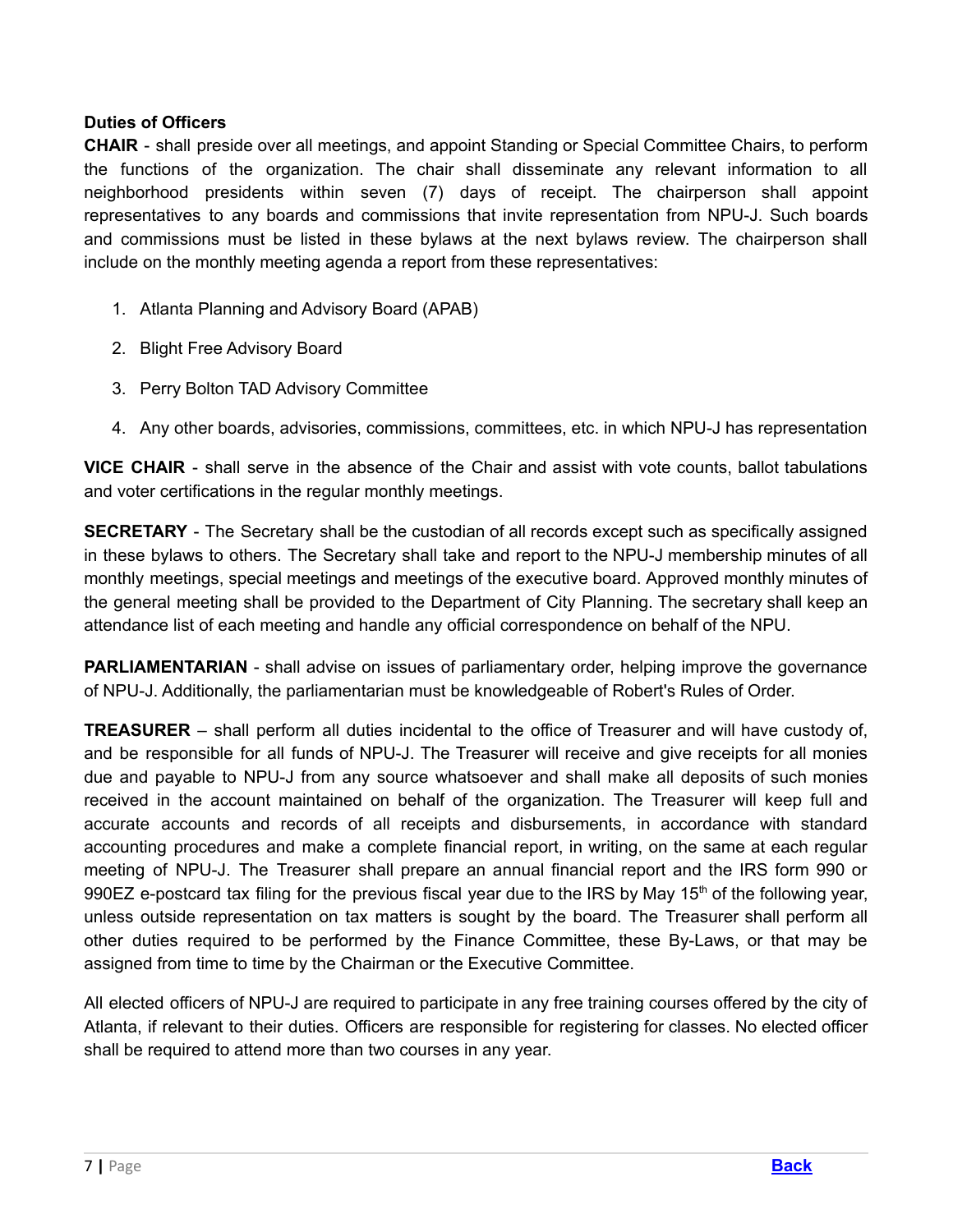**Duties of Officers**

**CHAIR** - shall preside over all meetings, and appoint Standing or Special Committee Chairs, to perform the functions of the organization. The chair shall disseminate any relevant information to all neighborhood presidents within seven (7) days of receipt. The chairperson shall appoint representatives to any boards and commissions that invite representation from NPU-J. Such boards and commissions must be listed in these bylaws at the next bylaws review. The chairperson shall include on the monthly meeting agenda a report from these representatives:

1. Atlanta Planning and Advisory Board (APAB)
2. Blight Free Advisory Board
3. Perry Bolton TAD Advisory Committee
4. Any other boards, advisories, commissions, committees, etc. in which NPU-J has representation

**VICE CHAIR** - shall serve in the absence of the Chair and assist with vote counts, ballot tabulations and voter certifications in the regular monthly meetings.

**SECRETARY** - The Secretary shall be the custodian of all records except such as specifically assigned in these bylaws to others. The Secretary shall take and report to the NPU-J membership minutes of all monthly meetings, special meetings and meetings of the executive board. Approved monthly minutes of the general meeting shall be provided to the Department of City Planning. The secretary shall keep an attendance list of each meeting and handle any official correspondence on behalf of the NPU.

**PARLIAMENTARIAN** - shall advise on issues of parliamentary order, helping improve the governance of NPU-J. Additionally, the parliamentarian must be knowledgeable of Robert's Rules of Order.

**TREASURER** – shall perform all duties incidental to the office of Treasurer and will have custody of, and be responsible for all funds of NPU-J. The Treasurer will receive and give receipts for all monies due and payable to NPU-J from any source whatsoever and shall make all deposits of such monies received in the account maintained on behalf of the organization. The Treasurer will keep full and accurate accounts and records of all receipts and disbursements, in accordance with standard accounting procedures and make a complete financial report, in writing, on the same at each regular meeting of NPU-J. The Treasurer shall prepare an annual financial report and the IRS form 990 or 990EZ e-postcard tax filing for the previous fiscal year due to the IRS by May 15th of the following year, unless outside representation on tax matters is sought by the board. The Treasurer shall perform all other duties required to be performed by the Finance Committee, these By-Laws, or that may be assigned from time to time by the Chairman or the Executive Committee.

All elected officers of NPU-J are required to participate in any free training courses offered by the city of Atlanta, if relevant to their duties. Officers are responsible for registering for classes. No elected officer shall be required to attend more than two courses in any year.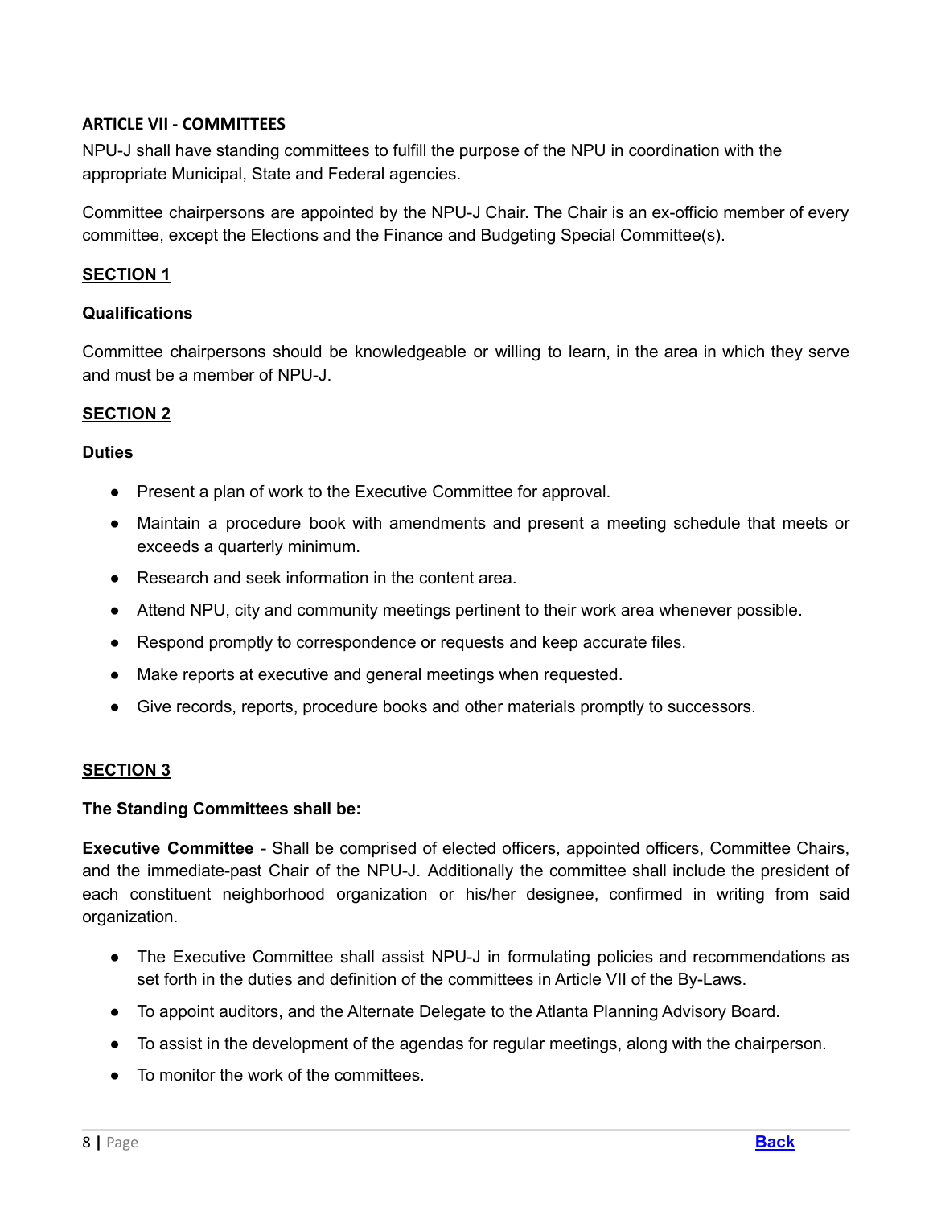## ARTICLE VII - COMMITTEES

NPU-J shall have standing committees to fulfill the purpose of the NPU in coordination with the appropriate Municipal, State and Federal agencies.

Committee chairpersons are appointed by the NPU-J Chair. The Chair is an ex-officio member of every committee, except the Elections and the Finance and Budgeting Special Committee(s).

### SECTION 1

**Qualifications**

Committee chairpersons should be knowledgeable or willing to learn, in the area in which they serve and must be a member of NPU-J.

### SECTION 2

**Duties**

- Present a plan of work to the Executive Committee for approval.
- Maintain a procedure book with amendments and present a meeting schedule that meets or exceeds a quarterly minimum.
- Research and seek information in the content area.
- Attend NPU, city and community meetings pertinent to their work area whenever possible.
- Respond promptly to correspondence or requests and keep accurate files.
- Make reports at executive and general meetings when requested.
- Give records, reports, procedure books and other materials promptly to successors.

### SECTION 3

**The Standing Committees shall be:**

**Executive Committee** - Shall be comprised of elected officers, appointed officers, Committee Chairs, and the immediate-past Chair of the NPU-J. Additionally the committee shall include the president of each constituent neighborhood organization or his/her designee, confirmed in writing from said organization.

- The Executive Committee shall assist NPU-J in formulating policies and recommendations as set forth in the duties and definition of the committees in Article VII of the By-Laws.
- To appoint auditors, and the Alternate Delegate to the Atlanta Planning Advisory Board.
- To assist in the development of the agendas for regular meetings, along with the chairperson.
- To monitor the work of the committees.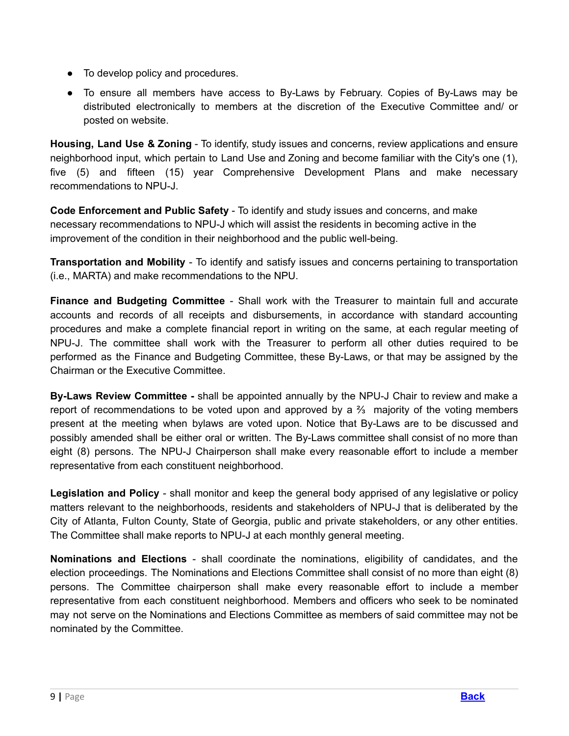- To develop policy and procedures.
- To ensure all members have access to By-Laws by February. Copies of By-Laws may be distributed electronically to members at the discretion of the Executive Committee and/ or posted on website.

**Housing, Land Use & Zoning** - To identify, study issues and concerns, review applications and ensure neighborhood input, which pertain to Land Use and Zoning and become familiar with the City's one (1), five (5) and fifteen (15) year Comprehensive Development Plans and make necessary recommendations to NPU-J.

**Code Enforcement and Public Safety** - To identify and study issues and concerns, and make necessary recommendations to NPU-J which will assist the residents in becoming active in the improvement of the condition in their neighborhood and the public well-being.

**Transportation and Mobility** - To identify and satisfy issues and concerns pertaining to transportation (i.e., MARTA) and make recommendations to the NPU.

**Finance and Budgeting Committee** - Shall work with the Treasurer to maintain full and accurate accounts and records of all receipts and disbursements, in accordance with standard accounting procedures and make a complete financial report in writing on the same, at each regular meeting of NPU-J. The committee shall work with the Treasurer to perform all other duties required to be performed as the Finance and Budgeting Committee, these By-Laws, or that may be assigned by the Chairman or the Executive Committee.

**By-Laws Review Committee -** shall be appointed annually by the NPU-J Chair to review and make a report of recommendations to be voted upon and approved by a ⅔ majority of the voting members present at the meeting when bylaws are voted upon. Notice that By-Laws are to be discussed and possibly amended shall be either oral or written. The By-Laws committee shall consist of no more than eight (8) persons. The NPU-J Chairperson shall make every reasonable effort to include a member representative from each constituent neighborhood.

**Legislation and Policy** - shall monitor and keep the general body apprised of any legislative or policy matters relevant to the neighborhoods, residents and stakeholders of NPU-J that is deliberated by the City of Atlanta, Fulton County, State of Georgia, public and private stakeholders, or any other entities. The Committee shall make reports to NPU-J at each monthly general meeting.

**Nominations and Elections** - shall coordinate the nominations, eligibility of candidates, and the election proceedings. The Nominations and Elections Committee shall consist of no more than eight (8) persons. The Committee chairperson shall make every reasonable effort to include a member representative from each constituent neighborhood. Members and officers who seek to be nominated may not serve on the Nominations and Elections Committee as members of said committee may not be nominated by the Committee.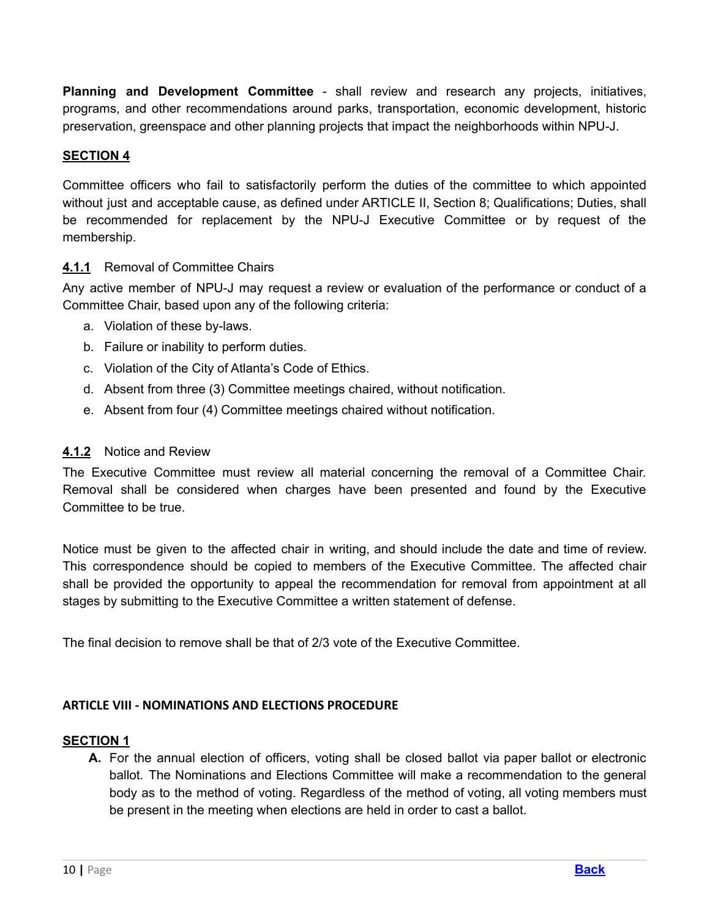**Planning and Development Committee** - shall review and research any projects, initiatives, programs, and other recommendations around parks, transportation, economic development, historic preservation, greenspace and other planning projects that impact the neighborhoods within NPU-J.

**SECTION 4**

Committee officers who fail to satisfactorily perform the duties of the committee to which appointed without just and acceptable cause, as defined under ARTICLE II, Section 8; Qualifications; Duties, shall be recommended for replacement by the NPU-J Executive Committee or by request of the membership.

**4.1.1** Removal of Committee Chairs

Any active member of NPU-J may request a review or evaluation of the performance or conduct of a Committee Chair, based upon any of the following criteria:

a. Violation of these by-laws.
b. Failure or inability to perform duties.
c. Violation of the City of Atlanta's Code of Ethics.
d. Absent from three (3) Committee meetings chaired, without notification.
e. Absent from four (4) Committee meetings chaired without notification.

**4.1.2** Notice and Review

The Executive Committee must review all material concerning the removal of a Committee Chair. Removal shall be considered when charges have been presented and found by the Executive Committee to be true.

Notice must be given to the affected chair in writing, and should include the date and time of review. This correspondence should be copied to members of the Executive Committee. The affected chair shall be provided the opportunity to appeal the recommendation for removal from appointment at all stages by submitting to the Executive Committee a written statement of defense.

The final decision to remove shall be that of 2/3 vote of the Executive Committee.

## ARTICLE VIII - NOMINATIONS AND ELECTIONS PROCEDURE

**SECTION 1**

**A.** For the annual election of officers, voting shall be closed ballot via paper ballot or electronic ballot. The Nominations and Elections Committee will make a recommendation to the general body as to the method of voting. Regardless of the method of voting, all voting members must be present in the meeting when elections are held in order to cast a ballot.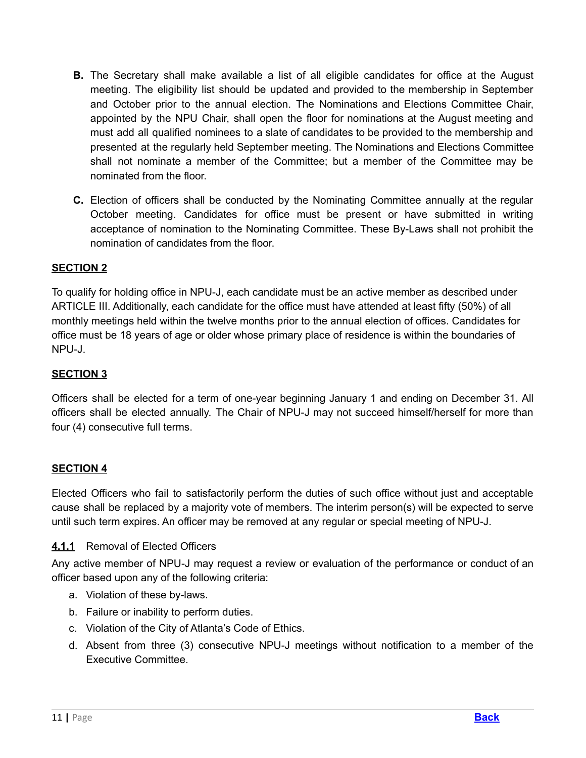**B.** The Secretary shall make available a list of all eligible candidates for office at the August meeting. The eligibility list should be updated and provided to the membership in September and October prior to the annual election. The Nominations and Elections Committee Chair, appointed by the NPU Chair, shall open the floor for nominations at the August meeting and must add all qualified nominees to a slate of candidates to be provided to the membership and presented at the regularly held September meeting. The Nominations and Elections Committee shall not nominate a member of the Committee; but a member of the Committee may be nominated from the floor.

**C.** Election of officers shall be conducted by the Nominating Committee annually at the regular October meeting. Candidates for office must be present or have submitted in writing acceptance of nomination to the Nominating Committee. These By-Laws shall not prohibit the nomination of candidates from the floor.

## SECTION 2

To qualify for holding office in NPU-J, each candidate must be an active member as described under ARTICLE III. Additionally, each candidate for the office must have attended at least fifty (50%) of all monthly meetings held within the twelve months prior to the annual election of offices. Candidates for office must be 18 years of age or older whose primary place of residence is within the boundaries of NPU-J.

## SECTION 3

Officers shall be elected for a term of one-year beginning January 1 and ending on December 31. All officers shall be elected annually. The Chair of NPU-J may not succeed himself/herself for more than four (4) consecutive full terms.

## SECTION 4

Elected Officers who fail to satisfactorily perform the duties of such office without just and acceptable cause shall be replaced by a majority vote of members. The interim person(s) will be expected to serve until such term expires. An officer may be removed at any regular or special meeting of NPU-J.

### 4.1.1 Removal of Elected Officers

Any active member of NPU-J may request a review or evaluation of the performance or conduct of an officer based upon any of the following criteria:

a. Violation of these by-laws.
b. Failure or inability to perform duties.
c. Violation of the City of Atlanta's Code of Ethics.
d. Absent from three (3) consecutive NPU-J meetings without notification to a member of the Executive Committee.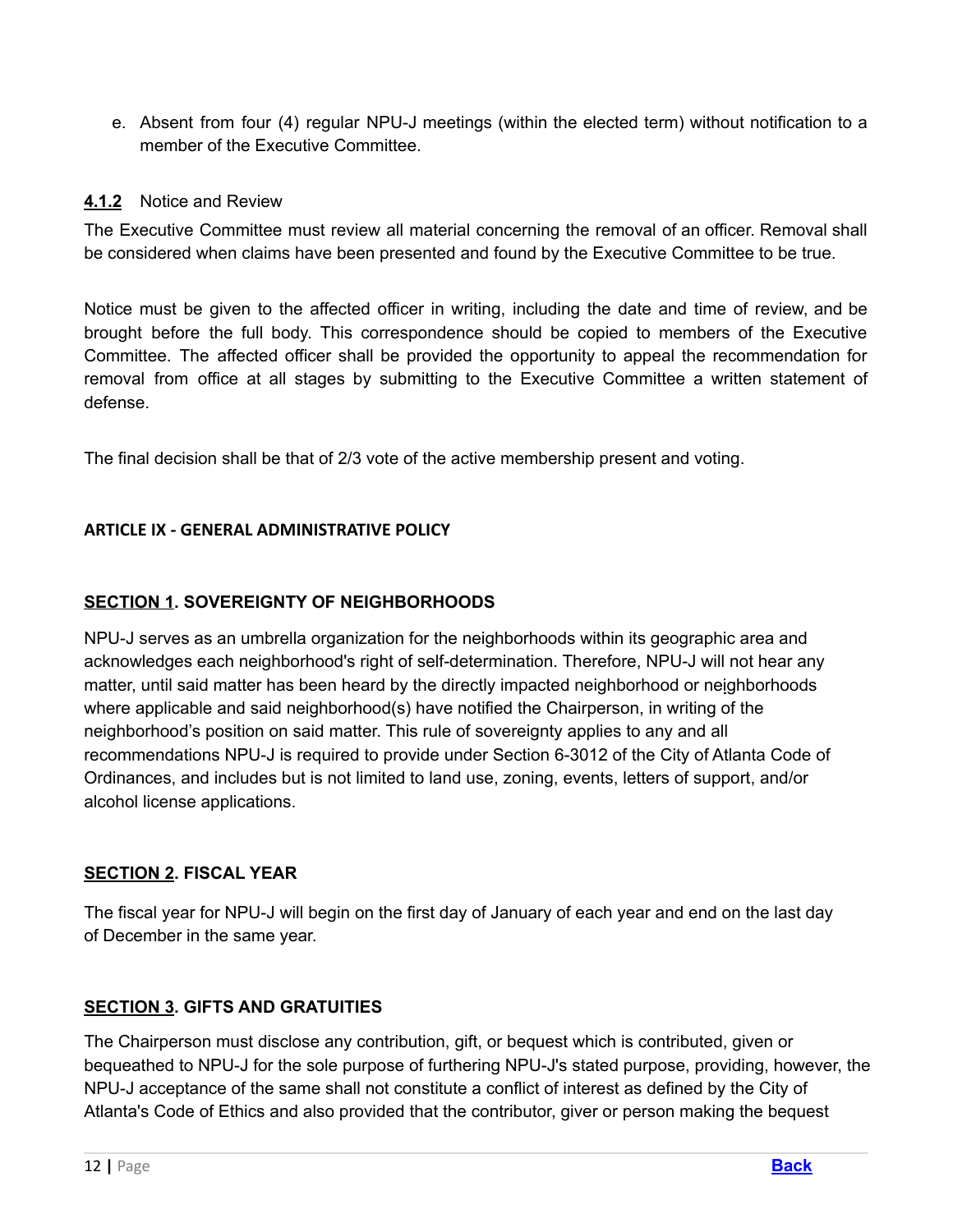e. Absent from four (4) regular NPU-J meetings (within the elected term) without notification to a member of the Executive Committee.

**4.1.2** Notice and Review

The Executive Committee must review all material concerning the removal of an officer. Removal shall be considered when claims have been presented and found by the Executive Committee to be true.

Notice must be given to the affected officer in writing, including the date and time of review, and be brought before the full body. This correspondence should be copied to members of the Executive Committee. The affected officer shall be provided the opportunity to appeal the recommendation for removal from office at all stages by submitting to the Executive Committee a written statement of defense.

The final decision shall be that of 2/3 vote of the active membership present and voting.

## ARTICLE IX - GENERAL ADMINISTRATIVE POLICY

### SECTION 1. SOVEREIGNTY OF NEIGHBORHOODS

NPU-J serves as an umbrella organization for the neighborhoods within its geographic area and acknowledges each neighborhood's right of self-determination. Therefore, NPU-J will not hear any matter, until said matter has been heard by the directly impacted neighborhood or neighborhoods where applicable and said neighborhood(s) have notified the Chairperson, in writing of the neighborhood's position on said matter. This rule of sovereignty applies to any and all recommendations NPU-J is required to provide under Section 6-3012 of the City of Atlanta Code of Ordinances, and includes but is not limited to land use, zoning, events, letters of support, and/or alcohol license applications.

### SECTION 2. FISCAL YEAR

The fiscal year for NPU-J will begin on the first day of January of each year and end on the last day of December in the same year.

### SECTION 3. GIFTS AND GRATUITIES

The Chairperson must disclose any contribution, gift, or bequest which is contributed, given or bequeathed to NPU-J for the sole purpose of furthering NPU-J's stated purpose, providing, however, the NPU-J acceptance of the same shall not constitute a conflict of interest as defined by the City of Atlanta's Code of Ethics and also provided that the contributor, giver or person making the bequest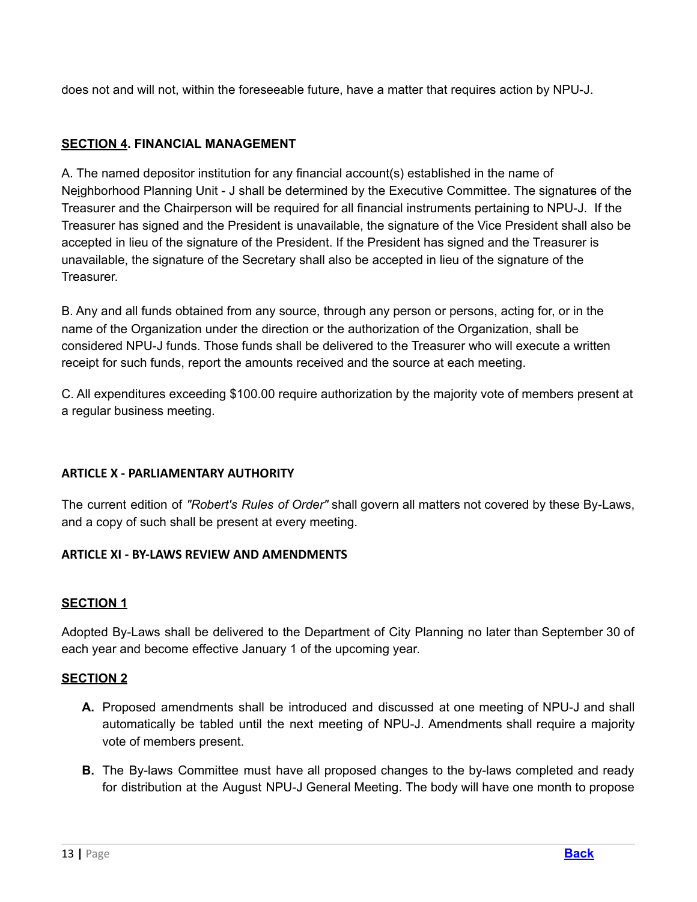does not and will not, within the foreseeable future, have a matter that requires action by NPU-J.

**SECTION 4. FINANCIAL MANAGEMENT**

A. The named depositor institution for any financial account(s) established in the name of Neighborhood Planning Unit - J shall be determined by the Executive Committee. The signatures of the Treasurer and the Chairperson will be required for all financial instruments pertaining to NPU-J. If the Treasurer has signed and the President is unavailable, the signature of the Vice President shall also be accepted in lieu of the signature of the President. If the President has signed and the Treasurer is unavailable, the signature of the Secretary shall also be accepted in lieu of the signature of the Treasurer.

B. Any and all funds obtained from any source, through any person or persons, acting for, or in the name of the Organization under the direction or the authorization of the Organization, shall be considered NPU-J funds. Those funds shall be delivered to the Treasurer who will execute a written receipt for such funds, report the amounts received and the source at each meeting.

C. All expenditures exceeding $100.00 require authorization by the majority vote of members present at a regular business meeting.

## ARTICLE X - PARLIAMENTARY AUTHORITY

The current edition of *"Robert's Rules of Order"* shall govern all matters not covered by these By-Laws, and a copy of such shall be present at every meeting.

## ARTICLE XI - BY-LAWS REVIEW AND AMENDMENTS

**SECTION 1**

Adopted By-Laws shall be delivered to the Department of City Planning no later than September 30 of each year and become effective January 1 of the upcoming year.

**SECTION 2**

- **A.** Proposed amendments shall be introduced and discussed at one meeting of NPU-J and shall automatically be tabled until the next meeting of NPU-J. Amendments shall require a majority vote of members present.
- **B.** The By-laws Committee must have all proposed changes to the by-laws completed and ready for distribution at the August NPU-J General Meeting. The body will have one month to propose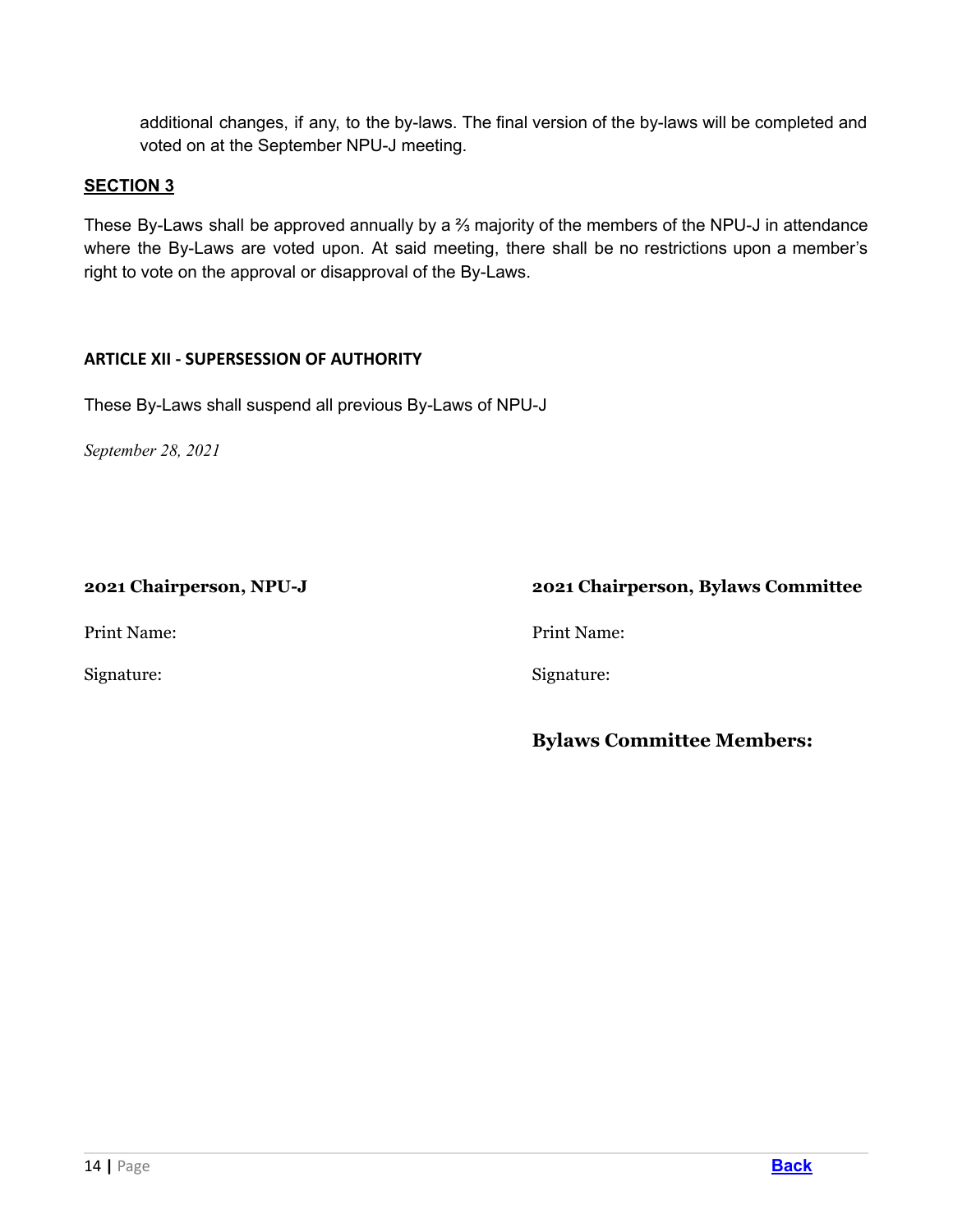additional changes, if any, to the by-laws. The final version of the by-laws will be completed and voted on at the September NPU-J meeting.

**SECTION 3**

These By-Laws shall be approved annually by a ⅔ majority of the members of the NPU-J in attendance where the By-Laws are voted upon. At said meeting, there shall be no restrictions upon a member's right to vote on the approval or disapproval of the By-Laws.

### ARTICLE XII - SUPERSESSION OF AUTHORITY

These By-Laws shall suspend all previous By-Laws of NPU-J

*September 28, 2021*

**2021 Chairperson, NPU-J**

Print Name:

Signature:

**2021 Chairperson, Bylaws Committee**

Print Name:

Signature:

**Bylaws Committee Members:**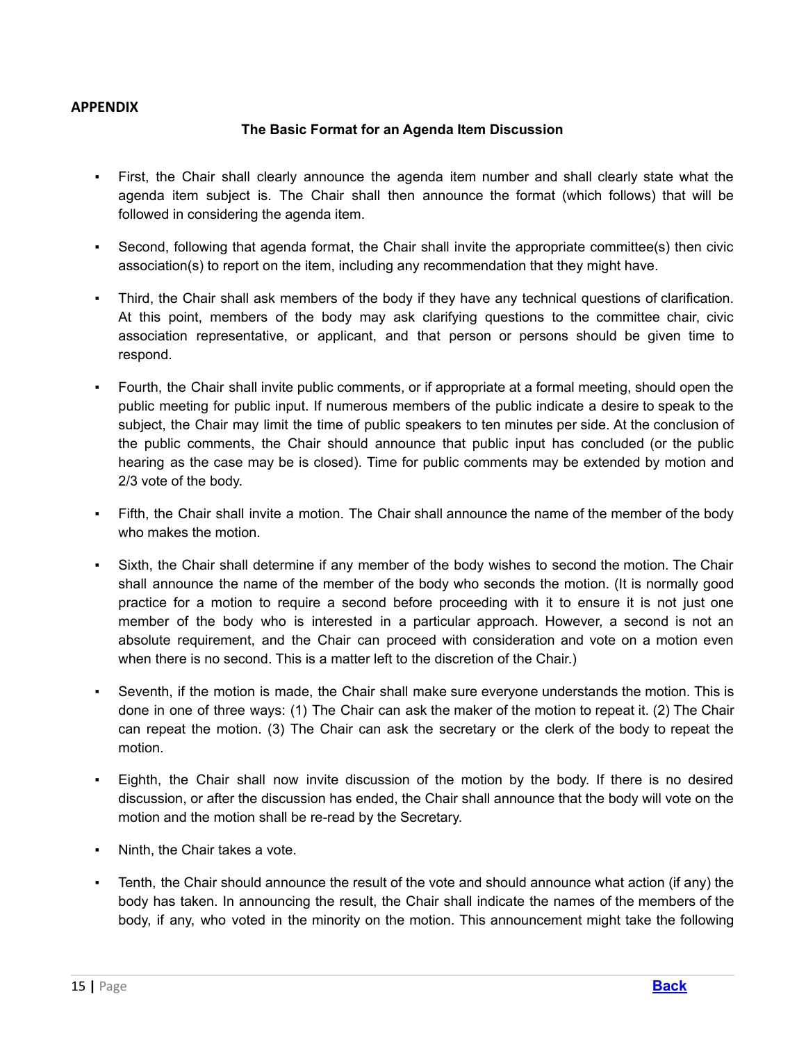## APPENDIX

### The Basic Format for an Agenda Item Discussion

- First, the Chair shall clearly announce the agenda item number and shall clearly state what the agenda item subject is. The Chair shall then announce the format (which follows) that will be followed in considering the agenda item.

- Second, following that agenda format, the Chair shall invite the appropriate committee(s) then civic association(s) to report on the item, including any recommendation that they might have.

- Third, the Chair shall ask members of the body if they have any technical questions of clarification. At this point, members of the body may ask clarifying questions to the committee chair, civic association representative, or applicant, and that person or persons should be given time to respond.

- Fourth, the Chair shall invite public comments, or if appropriate at a formal meeting, should open the public meeting for public input. If numerous members of the public indicate a desire to speak to the subject, the Chair may limit the time of public speakers to ten minutes per side. At the conclusion of the public comments, the Chair should announce that public input has concluded (or the public hearing as the case may be is closed). Time for public comments may be extended by motion and 2/3 vote of the body.

- Fifth, the Chair shall invite a motion. The Chair shall announce the name of the member of the body who makes the motion.

- Sixth, the Chair shall determine if any member of the body wishes to second the motion. The Chair shall announce the name of the member of the body who seconds the motion. (It is normally good practice for a motion to require a second before proceeding with it to ensure it is not just one member of the body who is interested in a particular approach. However, a second is not an absolute requirement, and the Chair can proceed with consideration and vote on a motion even when there is no second. This is a matter left to the discretion of the Chair.)

- Seventh, if the motion is made, the Chair shall make sure everyone understands the motion. This is done in one of three ways: (1) The Chair can ask the maker of the motion to repeat it. (2) The Chair can repeat the motion. (3) The Chair can ask the secretary or the clerk of the body to repeat the motion.

- Eighth, the Chair shall now invite discussion of the motion by the body. If there is no desired discussion, or after the discussion has ended, the Chair shall announce that the body will vote on the motion and the motion shall be re-read by the Secretary.

- Ninth, the Chair takes a vote.

- Tenth, the Chair should announce the result of the vote and should announce what action (if any) the body has taken. In announcing the result, the Chair shall indicate the names of the members of the body, if any, who voted in the minority on the motion. This announcement might take the following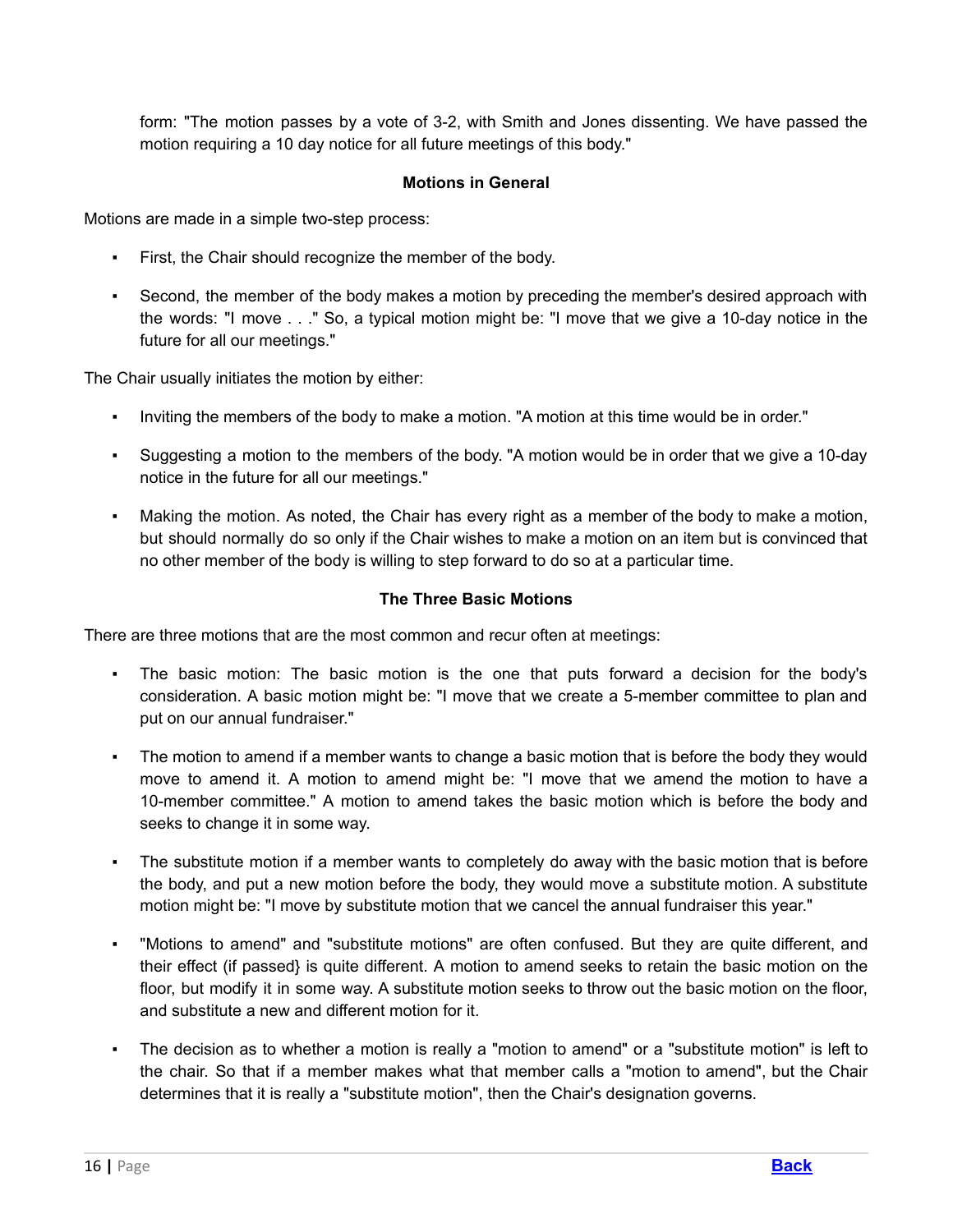form: "The motion passes by a vote of 3-2, with Smith and Jones dissenting. We have passed the motion requiring a 10 day notice for all future meetings of this body."

### Motions in General

Motions are made in a simple two-step process:

- First, the Chair should recognize the member of the body.
- Second, the member of the body makes a motion by preceding the member's desired approach with the words: "I move . . ." So, a typical motion might be: "I move that we give a 10-day notice in the future for all our meetings."

The Chair usually initiates the motion by either:

- Inviting the members of the body to make a motion. "A motion at this time would be in order."
- Suggesting a motion to the members of the body. "A motion would be in order that we give a 10-day notice in the future for all our meetings."
- Making the motion. As noted, the Chair has every right as a member of the body to make a motion, but should normally do so only if the Chair wishes to make a motion on an item but is convinced that no other member of the body is willing to step forward to do so at a particular time.

### The Three Basic Motions

There are three motions that are the most common and recur often at meetings:

- The basic motion: The basic motion is the one that puts forward a decision for the body's consideration. A basic motion might be: "I move that we create a 5-member committee to plan and put on our annual fundraiser."
- The motion to amend if a member wants to change a basic motion that is before the body they would move to amend it. A motion to amend might be: "I move that we amend the motion to have a 10-member committee." A motion to amend takes the basic motion which is before the body and seeks to change it in some way.
- The substitute motion if a member wants to completely do away with the basic motion that is before the body, and put a new motion before the body, they would move a substitute motion. A substitute motion might be: "I move by substitute motion that we cancel the annual fundraiser this year."
- "Motions to amend" and "substitute motions" are often confused. But they are quite different, and their effect (if passed} is quite different. A motion to amend seeks to retain the basic motion on the floor, but modify it in some way. A substitute motion seeks to throw out the basic motion on the floor, and substitute a new and different motion for it.
- The decision as to whether a motion is really a "motion to amend" or a "substitute motion" is left to the chair. So that if a member makes what that member calls a "motion to amend", but the Chair determines that it is really a "substitute motion", then the Chair's designation governs.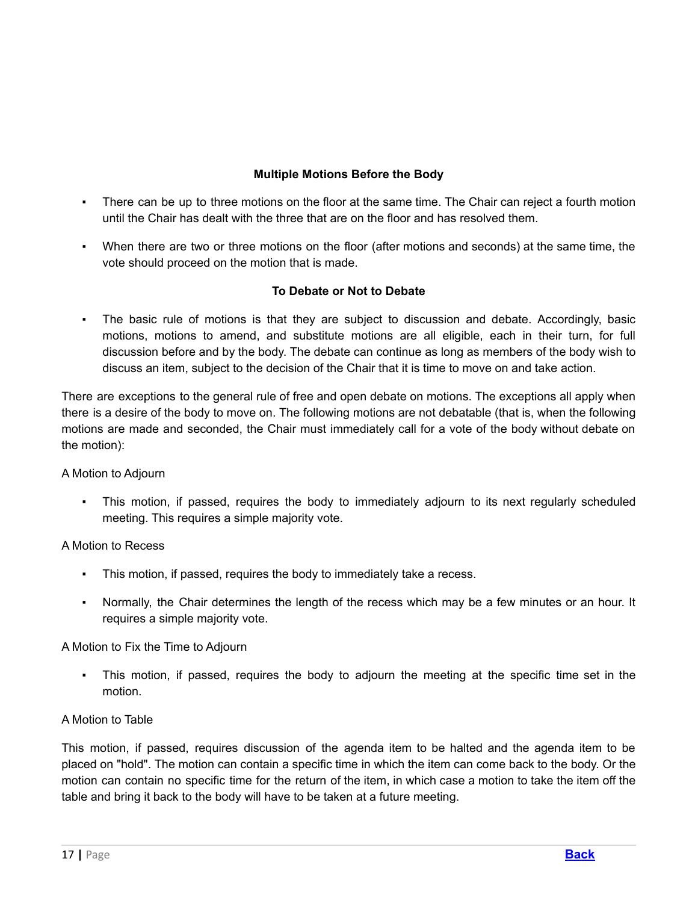### Multiple Motions Before the Body

- There can be up to three motions on the floor at the same time. The Chair can reject a fourth motion until the Chair has dealt with the three that are on the floor and has resolved them.
- When there are two or three motions on the floor (after motions and seconds) at the same time, the vote should proceed on the motion that is made.

### To Debate or Not to Debate

- The basic rule of motions is that they are subject to discussion and debate. Accordingly, basic motions, motions to amend, and substitute motions are all eligible, each in their turn, for full discussion before and by the body. The debate can continue as long as members of the body wish to discuss an item, subject to the decision of the Chair that it is time to move on and take action.

There are exceptions to the general rule of free and open debate on motions. The exceptions all apply when there is a desire of the body to move on. The following motions are not debatable (that is, when the following motions are made and seconded, the Chair must immediately call for a vote of the body without debate on the motion):

A Motion to Adjourn

- This motion, if passed, requires the body to immediately adjourn to its next regularly scheduled meeting. This requires a simple majority vote.

A Motion to Recess

- This motion, if passed, requires the body to immediately take a recess.
- Normally, the Chair determines the length of the recess which may be a few minutes or an hour. It requires a simple majority vote.

A Motion to Fix the Time to Adjourn

- This motion, if passed, requires the body to adjourn the meeting at the specific time set in the motion.

A Motion to Table

This motion, if passed, requires discussion of the agenda item to be halted and the agenda item to be placed on "hold". The motion can contain a specific time in which the item can come back to the body. Or the motion can contain no specific time for the return of the item, in which case a motion to take the item off the table and bring it back to the body will have to be taken at a future meeting.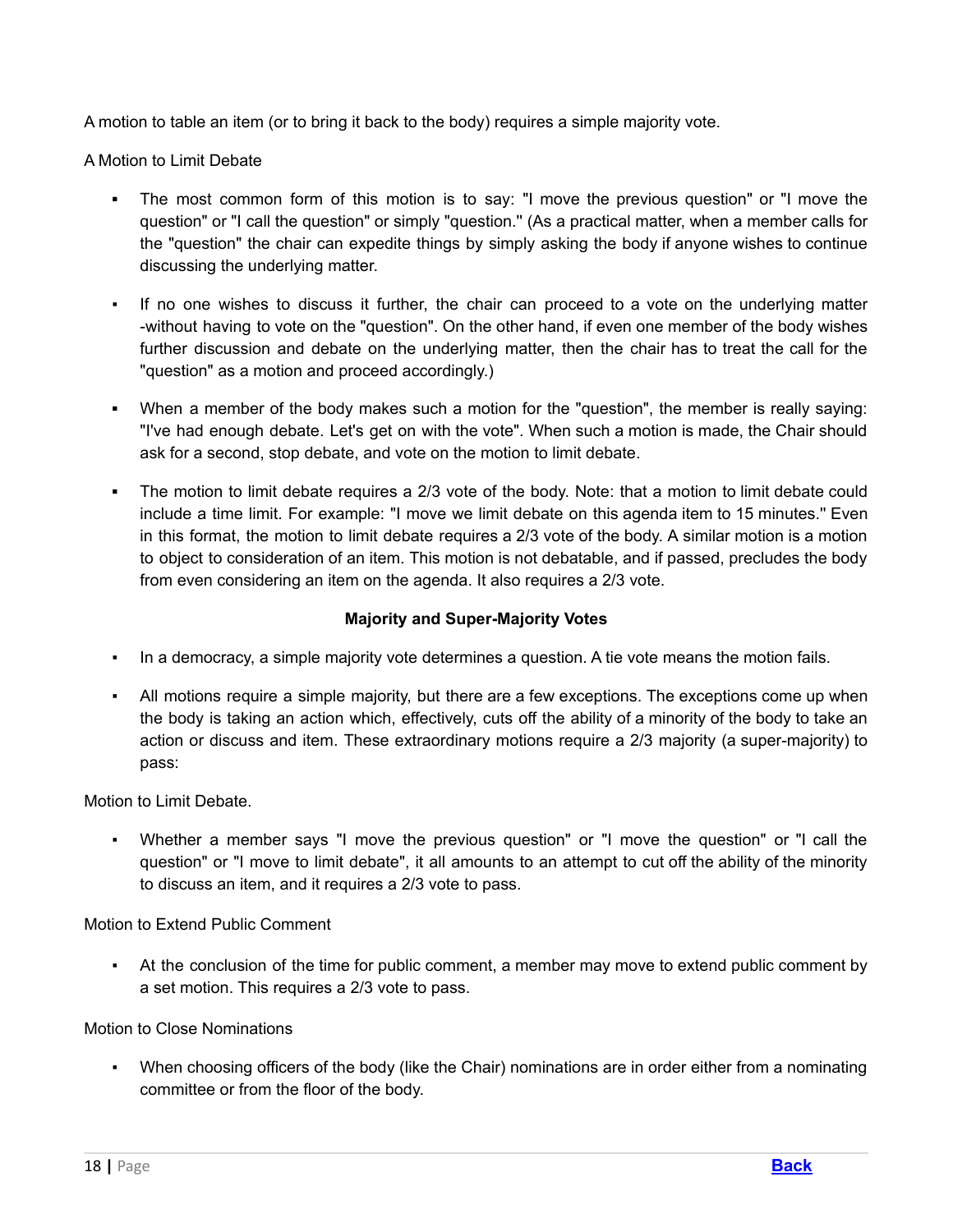A motion to table an item (or to bring it back to the body) requires a simple majority vote.

A Motion to Limit Debate

- The most common form of this motion is to say: "I move the previous question" or "I move the question" or "I call the question" or simply "question." (As a practical matter, when a member calls for the "question" the chair can expedite things by simply asking the body if anyone wishes to continue discussing the underlying matter.
- If no one wishes to discuss it further, the chair can proceed to a vote on the underlying matter -without having to vote on the "question". On the other hand, if even one member of the body wishes further discussion and debate on the underlying matter, then the chair has to treat the call for the "question" as a motion and proceed accordingly.)
- When a member of the body makes such a motion for the "question", the member is really saying: "I've had enough debate. Let's get on with the vote". When such a motion is made, the Chair should ask for a second, stop debate, and vote on the motion to limit debate.
- The motion to limit debate requires a 2/3 vote of the body. Note: that a motion to limit debate could include a time limit. For example: "I move we limit debate on this agenda item to 15 minutes." Even in this format, the motion to limit debate requires a 2/3 vote of the body. A similar motion is a motion to object to consideration of an item. This motion is not debatable, and if passed, precludes the body from even considering an item on the agenda. It also requires a 2/3 vote.

**Majority and Super-Majority Votes**

- In a democracy, a simple majority vote determines a question. A tie vote means the motion fails.
- All motions require a simple majority, but there are a few exceptions. The exceptions come up when the body is taking an action which, effectively, cuts off the ability of a minority of the body to take an action or discuss and item. These extraordinary motions require a 2/3 majority (a super-majority) to pass:

Motion to Limit Debate.

- Whether a member says "I move the previous question" or "I move the question" or "I call the question" or "I move to limit debate", it all amounts to an attempt to cut off the ability of the minority to discuss an item, and it requires a 2/3 vote to pass.

Motion to Extend Public Comment

- At the conclusion of the time for public comment, a member may move to extend public comment by a set motion. This requires a 2/3 vote to pass.

Motion to Close Nominations

- When choosing officers of the body (like the Chair) nominations are in order either from a nominating committee or from the floor of the body.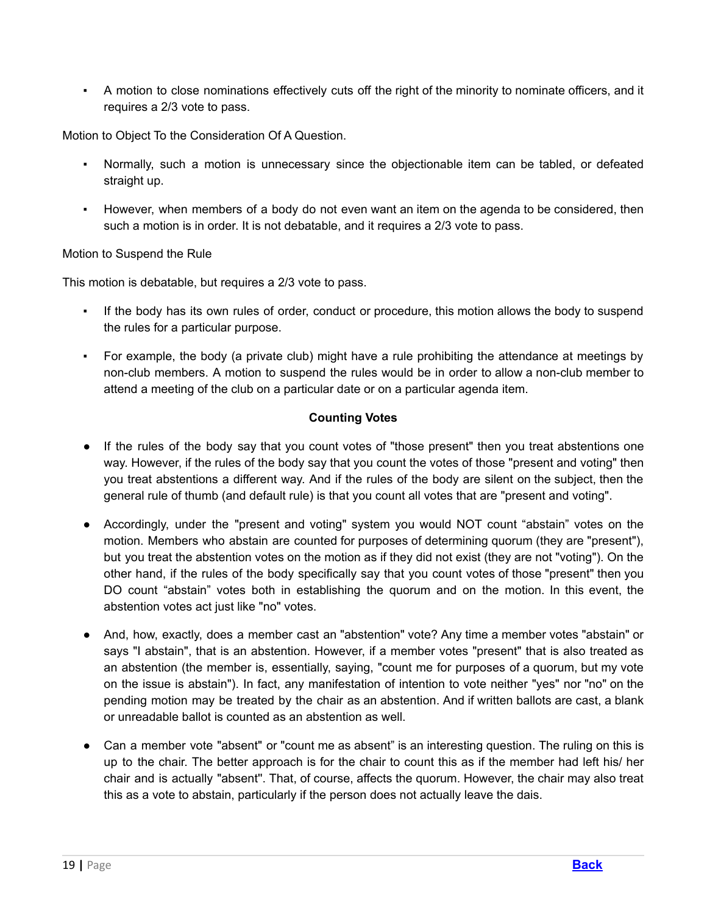- A motion to close nominations effectively cuts off the right of the minority to nominate officers, and it requires a 2/3 vote to pass.

Motion to Object To the Consideration Of A Question.

- Normally, such a motion is unnecessary since the objectionable item can be tabled, or defeated straight up.
- However, when members of a body do not even want an item on the agenda to be considered, then such a motion is in order. It is not debatable, and it requires a 2/3 vote to pass.

Motion to Suspend the Rule

This motion is debatable, but requires a 2/3 vote to pass.

- If the body has its own rules of order, conduct or procedure, this motion allows the body to suspend the rules for a particular purpose.
- For example, the body (a private club) might have a rule prohibiting the attendance at meetings by non-club members. A motion to suspend the rules would be in order to allow a non-club member to attend a meeting of the club on a particular date or on a particular agenda item.

**Counting Votes**

- If the rules of the body say that you count votes of "those present" then you treat abstentions one way. However, if the rules of the body say that you count the votes of those "present and voting" then you treat abstentions a different way. And if the rules of the body are silent on the subject, then the general rule of thumb (and default rule) is that you count all votes that are "present and voting".
- Accordingly, under the "present and voting" system you would NOT count “abstain” votes on the motion. Members who abstain are counted for purposes of determining quorum (they are "present"), but you treat the abstention votes on the motion as if they did not exist (they are not "voting"). On the other hand, if the rules of the body specifically say that you count votes of those "present" then you DO count “abstain” votes both in establishing the quorum and on the motion. In this event, the abstention votes act just like "no" votes.
- And, how, exactly, does a member cast an "abstention" vote? Any time a member votes "abstain" or says "I abstain", that is an abstention. However, if a member votes "present" that is also treated as an abstention (the member is, essentially, saying, "count me for purposes of a quorum, but my vote on the issue is abstain"). In fact, any manifestation of intention to vote neither "yes" nor "no" on the pending motion may be treated by the chair as an abstention. And if written ballots are cast, a blank or unreadable ballot is counted as an abstention as well.
- Can a member vote "absent" or "count me as absent" is an interesting question. The ruling on this is up to the chair. The better approach is for the chair to count this as if the member had left his/ her chair and is actually "absent". That, of course, affects the quorum. However, the chair may also treat this as a vote to abstain, particularly if the person does not actually leave the dais.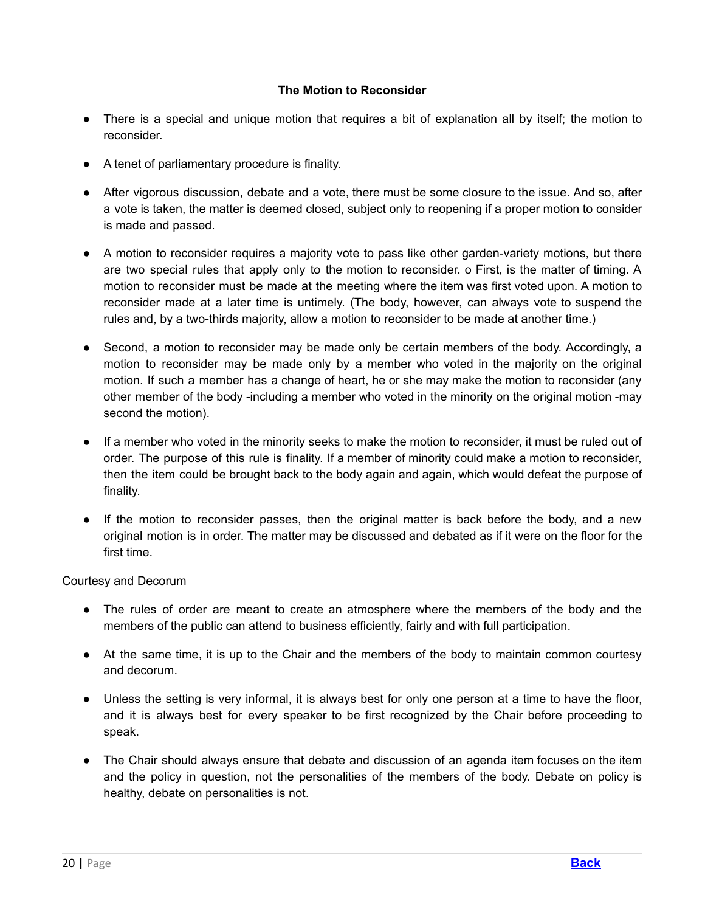**The Motion to Reconsider**

- There is a special and unique motion that requires a bit of explanation all by itself; the motion to reconsider.
- A tenet of parliamentary procedure is finality.
- After vigorous discussion, debate and a vote, there must be some closure to the issue. And so, after a vote is taken, the matter is deemed closed, subject only to reopening if a proper motion to consider is made and passed.
- A motion to reconsider requires a majority vote to pass like other garden-variety motions, but there are two special rules that apply only to the motion to reconsider. o First, is the matter of timing. A motion to reconsider must be made at the meeting where the item was first voted upon. A motion to reconsider made at a later time is untimely. (The body, however, can always vote to suspend the rules and, by a two-thirds majority, allow a motion to reconsider to be made at another time.)
- Second, a motion to reconsider may be made only be certain members of the body. Accordingly, a motion to reconsider may be made only by a member who voted in the majority on the original motion. If such a member has a change of heart, he or she may make the motion to reconsider (any other member of the body -including a member who voted in the minority on the original motion -may second the motion).
- If a member who voted in the minority seeks to make the motion to reconsider, it must be ruled out of order. The purpose of this rule is finality. If a member of minority could make a motion to reconsider, then the item could be brought back to the body again and again, which would defeat the purpose of finality.
- If the motion to reconsider passes, then the original matter is back before the body, and a new original motion is in order. The matter may be discussed and debated as if it were on the floor for the first time.

Courtesy and Decorum

- The rules of order are meant to create an atmosphere where the members of the body and the members of the public can attend to business efficiently, fairly and with full participation.
- At the same time, it is up to the Chair and the members of the body to maintain common courtesy and decorum.
- Unless the setting is very informal, it is always best for only one person at a time to have the floor, and it is always best for every speaker to be first recognized by the Chair before proceeding to speak.
- The Chair should always ensure that debate and discussion of an agenda item focuses on the item and the policy in question, not the personalities of the members of the body. Debate on policy is healthy, debate on personalities is not.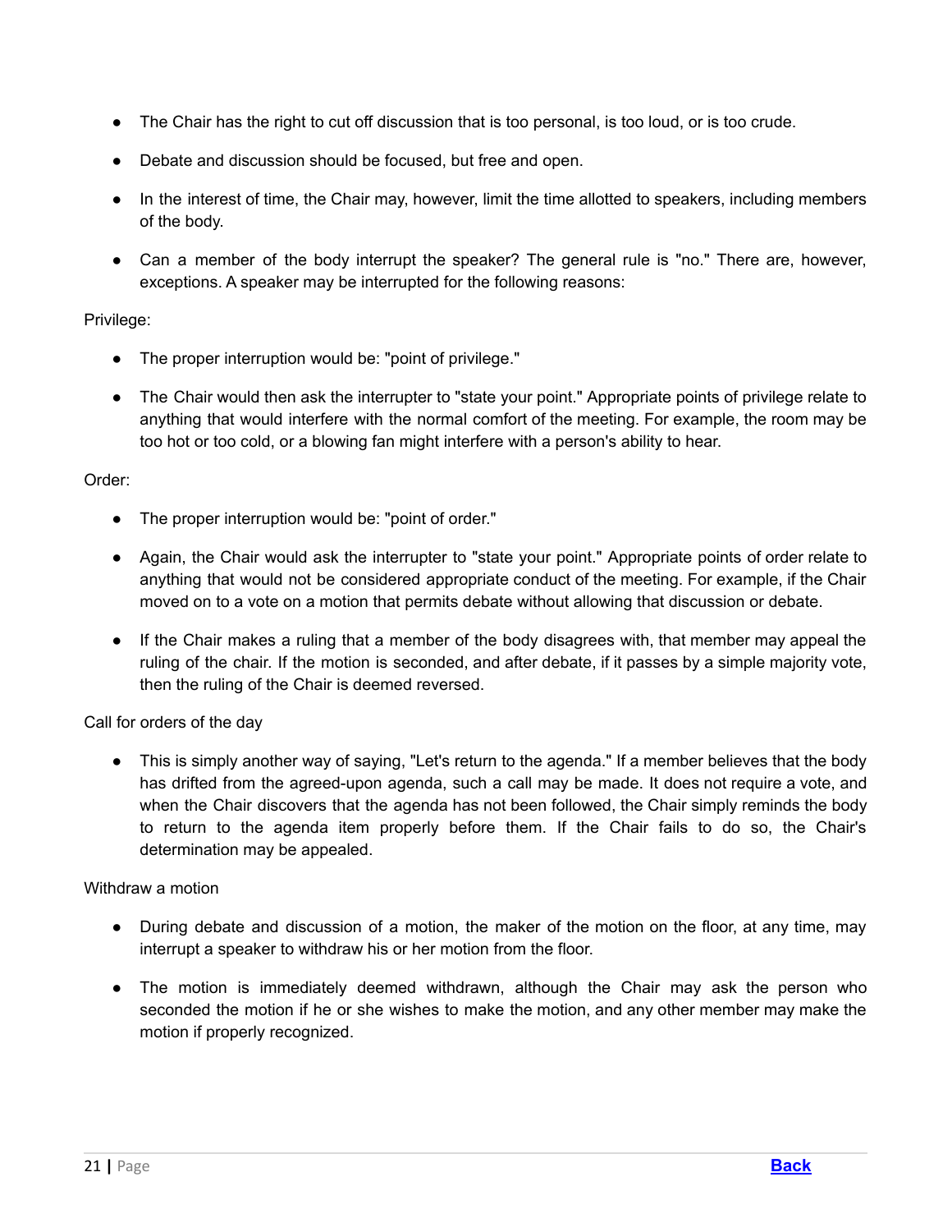- The Chair has the right to cut off discussion that is too personal, is too loud, or is too crude.
- Debate and discussion should be focused, but free and open.
- In the interest of time, the Chair may, however, limit the time allotted to speakers, including members of the body.
- Can a member of the body interrupt the speaker? The general rule is "no." There are, however, exceptions. A speaker may be interrupted for the following reasons:

Privilege:

- The proper interruption would be: "point of privilege."
- The Chair would then ask the interrupter to "state your point." Appropriate points of privilege relate to anything that would interfere with the normal comfort of the meeting. For example, the room may be too hot or too cold, or a blowing fan might interfere with a person's ability to hear.

Order:

- The proper interruption would be: "point of order."
- Again, the Chair would ask the interrupter to "state your point." Appropriate points of order relate to anything that would not be considered appropriate conduct of the meeting. For example, if the Chair moved on to a vote on a motion that permits debate without allowing that discussion or debate.
- If the Chair makes a ruling that a member of the body disagrees with, that member may appeal the ruling of the chair. If the motion is seconded, and after debate, if it passes by a simple majority vote, then the ruling of the Chair is deemed reversed.

Call for orders of the day

- This is simply another way of saying, "Let's return to the agenda." If a member believes that the body has drifted from the agreed-upon agenda, such a call may be made. It does not require a vote, and when the Chair discovers that the agenda has not been followed, the Chair simply reminds the body to return to the agenda item properly before them. If the Chair fails to do so, the Chair's determination may be appealed.

Withdraw a motion

- During debate and discussion of a motion, the maker of the motion on the floor, at any time, may interrupt a speaker to withdraw his or her motion from the floor.
- The motion is immediately deemed withdrawn, although the Chair may ask the person who seconded the motion if he or she wishes to make the motion, and any other member may make the motion if properly recognized.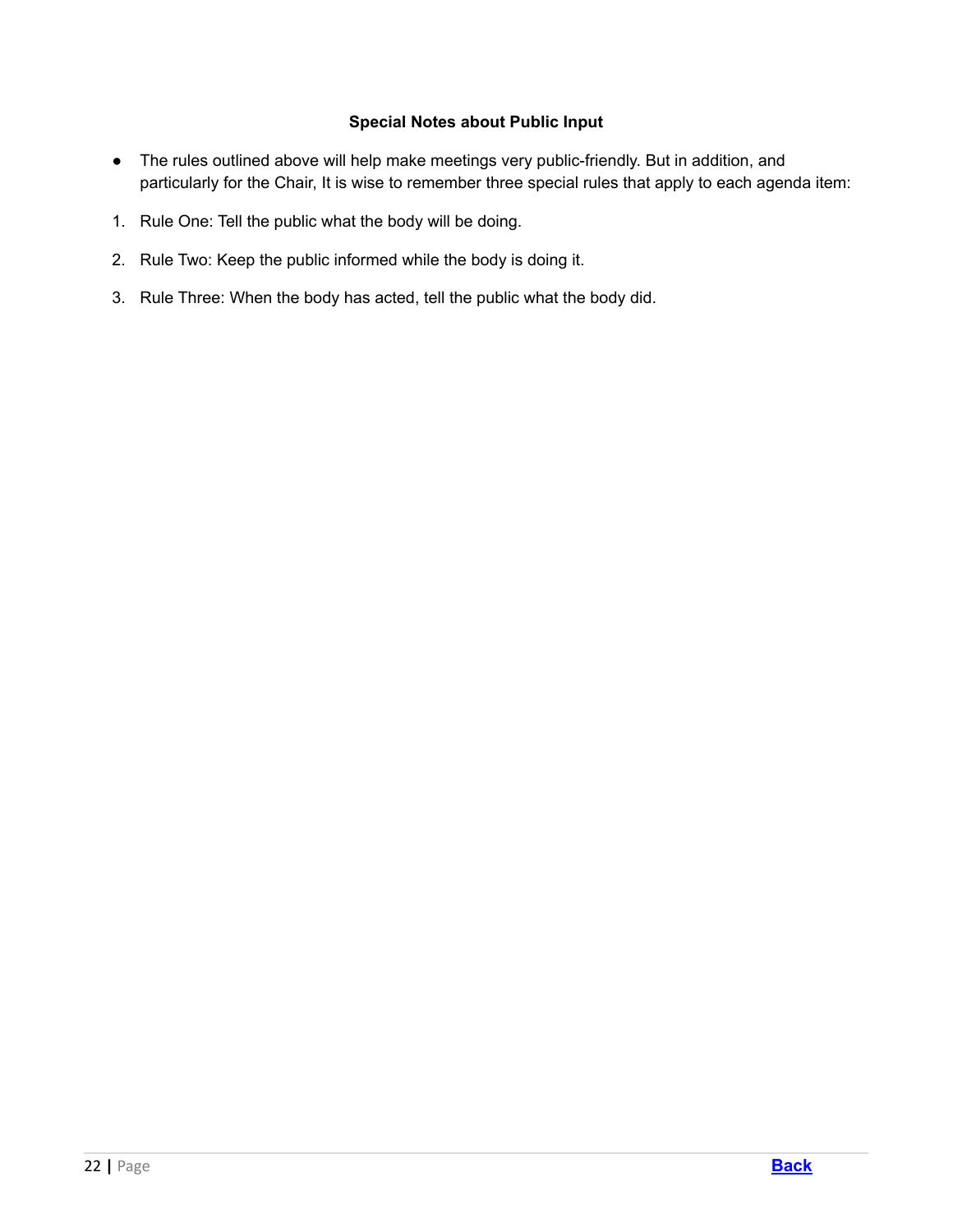**Special Notes about Public Input**

- The rules outlined above will help make meetings very public-friendly. But in addition, and particularly for the Chair, It is wise to remember three special rules that apply to each agenda item:

1. Rule One: Tell the public what the body will be doing.
2. Rule Two: Keep the public informed while the body is doing it.
3. Rule Three: When the body has acted, tell the public what the body did.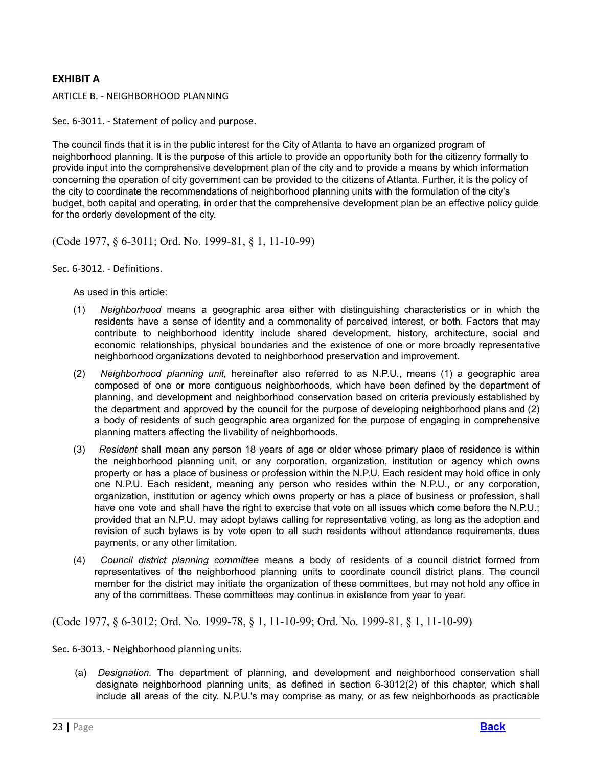## EXHIBIT A

ARTICLE B. - NEIGHBORHOOD PLANNING

Sec. 6-3011. - Statement of policy and purpose.

The council finds that it is in the public interest for the City of Atlanta to have an organized program of neighborhood planning. It is the purpose of this article to provide an opportunity both for the citizenry formally to provide input into the comprehensive development plan of the city and to provide a means by which information concerning the operation of city government can be provided to the citizens of Atlanta. Further, it is the policy of the city to coordinate the recommendations of neighborhood planning units with the formulation of the city's budget, both capital and operating, in order that the comprehensive development plan be an effective policy guide for the orderly development of the city.

(Code 1977, § 6-3011; Ord. No. 1999-81, § 1, 11-10-99)

Sec. 6-3012. - Definitions.

As used in this article:

(1) *Neighborhood* means a geographic area either with distinguishing characteristics or in which the residents have a sense of identity and a commonality of perceived interest, or both. Factors that may contribute to neighborhood identity include shared development, history, architecture, social and economic relationships, physical boundaries and the existence of one or more broadly representative neighborhood organizations devoted to neighborhood preservation and improvement.

(2) *Neighborhood planning unit,* hereinafter also referred to as N.P.U., means (1) a geographic area composed of one or more contiguous neighborhoods, which have been defined by the department of planning, and development and neighborhood conservation based on criteria previously established by the department and approved by the council for the purpose of developing neighborhood plans and (2) a body of residents of such geographic area organized for the purpose of engaging in comprehensive planning matters affecting the livability of neighborhoods.

(3) *Resident* shall mean any person 18 years of age or older whose primary place of residence is within the neighborhood planning unit, or any corporation, organization, institution or agency which owns property or has a place of business or profession within the N.P.U. Each resident may hold office in only one N.P.U. Each resident, meaning any person who resides within the N.P.U., or any corporation, organization, institution or agency which owns property or has a place of business or profession, shall have one vote and shall have the right to exercise that vote on all issues which come before the N.P.U.; provided that an N.P.U. may adopt bylaws calling for representative voting, as long as the adoption and revision of such bylaws is by vote open to all such residents without attendance requirements, dues payments, or any other limitation.

(4) *Council district planning committee* means a body of residents of a council district formed from representatives of the neighborhood planning units to coordinate council district plans. The council member for the district may initiate the organization of these committees, but may not hold any office in any of the committees. These committees may continue in existence from year to year.

(Code 1977, § 6-3012; Ord. No. 1999-78, § 1, 11-10-99; Ord. No. 1999-81, § 1, 11-10-99)

Sec. 6-3013. - Neighborhood planning units.

(a) *Designation.* The department of planning, and development and neighborhood conservation shall designate neighborhood planning units, as defined in section 6-3012(2) of this chapter, which shall include all areas of the city. N.P.U.'s may comprise as many, or as few neighborhoods as practicable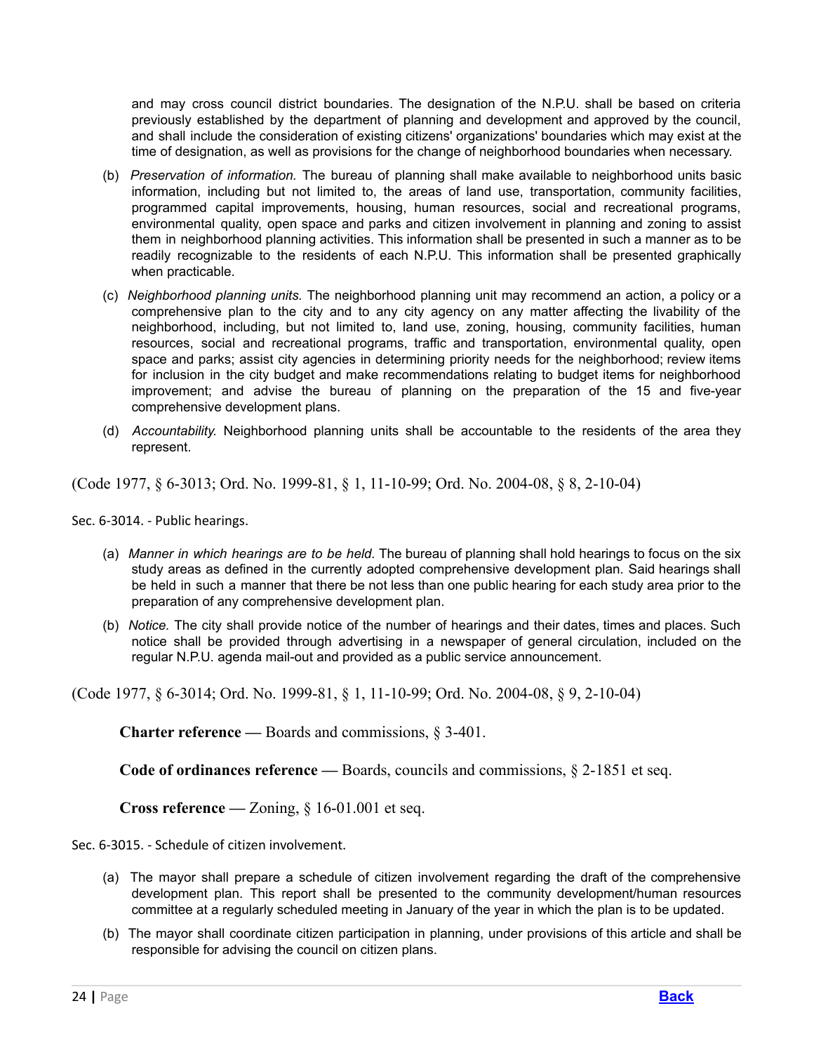and may cross council district boundaries. The designation of the N.P.U. shall be based on criteria previously established by the department of planning and development and approved by the council, and shall include the consideration of existing citizens' organizations' boundaries which may exist at the time of designation, as well as provisions for the change of neighborhood boundaries when necessary.

(b) *Preservation of information.* The bureau of planning shall make available to neighborhood units basic information, including but not limited to, the areas of land use, transportation, community facilities, programmed capital improvements, housing, human resources, social and recreational programs, environmental quality, open space and parks and citizen involvement in planning and zoning to assist them in neighborhood planning activities. This information shall be presented in such a manner as to be readily recognizable to the residents of each N.P.U. This information shall be presented graphically when practicable.

(c) *Neighborhood planning units.* The neighborhood planning unit may recommend an action, a policy or a comprehensive plan to the city and to any city agency on any matter affecting the livability of the neighborhood, including, but not limited to, land use, zoning, housing, community facilities, human resources, social and recreational programs, traffic and transportation, environmental quality, open space and parks; assist city agencies in determining priority needs for the neighborhood; review items for inclusion in the city budget and make recommendations relating to budget items for neighborhood improvement; and advise the bureau of planning on the preparation of the 15 and five-year comprehensive development plans.

(d) *Accountability.* Neighborhood planning units shall be accountable to the residents of the area they represent.

(Code 1977, § 6-3013; Ord. No. 1999-81, § 1, 11-10-99; Ord. No. 2004-08, § 8, 2-10-04)

Sec. 6-3014. - Public hearings.

(a) *Manner in which hearings are to be held.* The bureau of planning shall hold hearings to focus on the six study areas as defined in the currently adopted comprehensive development plan. Said hearings shall be held in such a manner that there be not less than one public hearing for each study area prior to the preparation of any comprehensive development plan.

(b) *Notice.* The city shall provide notice of the number of hearings and their dates, times and places. Such notice shall be provided through advertising in a newspaper of general circulation, included on the regular N.P.U. agenda mail-out and provided as a public service announcement.

(Code 1977, § 6-3014; Ord. No. 1999-81, § 1, 11-10-99; Ord. No. 2004-08, § 9, 2-10-04)

**Charter reference —** Boards and commissions, § 3-401.

**Code of ordinances reference —** Boards, councils and commissions, § 2-1851 et seq.

**Cross reference —** Zoning, § 16-01.001 et seq.

Sec. 6-3015. - Schedule of citizen involvement.

(a) The mayor shall prepare a schedule of citizen involvement regarding the draft of the comprehensive development plan. This report shall be presented to the community development/human resources committee at a regularly scheduled meeting in January of the year in which the plan is to be updated.

(b) The mayor shall coordinate citizen participation in planning, under provisions of this article and shall be responsible for advising the council on citizen plans.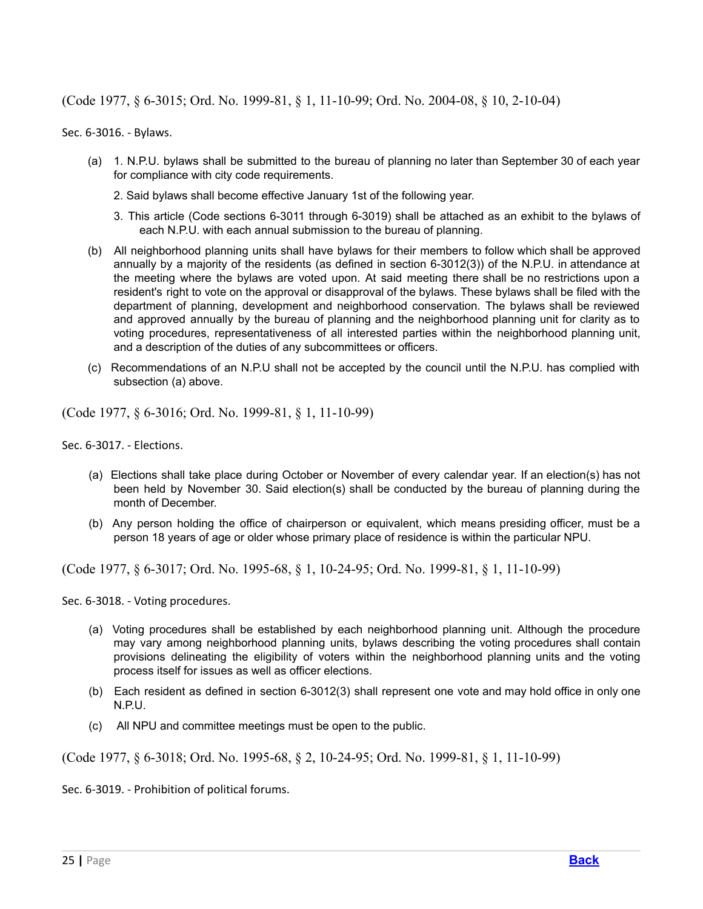(Code 1977, § 6-3015; Ord. No. 1999-81, § 1, 11-10-99; Ord. No. 2004-08, § 10, 2-10-04)

Sec. 6-3016. - Bylaws.

(a) 1. N.P.U. bylaws shall be submitted to the bureau of planning no later than September 30 of each year for compliance with city code requirements.

2. Said bylaws shall become effective January 1st of the following year.

3. This article (Code sections 6-3011 through 6-3019) shall be attached as an exhibit to the bylaws of each N.P.U. with each annual submission to the bureau of planning.

(b) All neighborhood planning units shall have bylaws for their members to follow which shall be approved annually by a majority of the residents (as defined in section 6-3012(3)) of the N.P.U. in attendance at the meeting where the bylaws are voted upon. At said meeting there shall be no restrictions upon a resident's right to vote on the approval or disapproval of the bylaws. These bylaws shall be filed with the department of planning, development and neighborhood conservation. The bylaws shall be reviewed and approved annually by the bureau of planning and the neighborhood planning unit for clarity as to voting procedures, representativeness of all interested parties within the neighborhood planning unit, and a description of the duties of any subcommittees or officers.

(c) Recommendations of an N.P.U shall not be accepted by the council until the N.P.U. has complied with subsection (a) above.

(Code 1977, § 6-3016; Ord. No. 1999-81, § 1, 11-10-99)

Sec. 6-3017. - Elections.

(a) Elections shall take place during October or November of every calendar year. If an election(s) has not been held by November 30. Said election(s) shall be conducted by the bureau of planning during the month of December.

(b) Any person holding the office of chairperson or equivalent, which means presiding officer, must be a person 18 years of age or older whose primary place of residence is within the particular NPU.

(Code 1977, § 6-3017; Ord. No. 1995-68, § 1, 10-24-95; Ord. No. 1999-81, § 1, 11-10-99)

Sec. 6-3018. - Voting procedures.

(a) Voting procedures shall be established by each neighborhood planning unit. Although the procedure may vary among neighborhood planning units, bylaws describing the voting procedures shall contain provisions delineating the eligibility of voters within the neighborhood planning units and the voting process itself for issues as well as officer elections.

(b) Each resident as defined in section 6-3012(3) shall represent one vote and may hold office in only one N.P.U.

(c) All NPU and committee meetings must be open to the public.

(Code 1977, § 6-3018; Ord. No. 1995-68, § 2, 10-24-95; Ord. No. 1999-81, § 1, 11-10-99)

Sec. 6-3019. - Prohibition of political forums.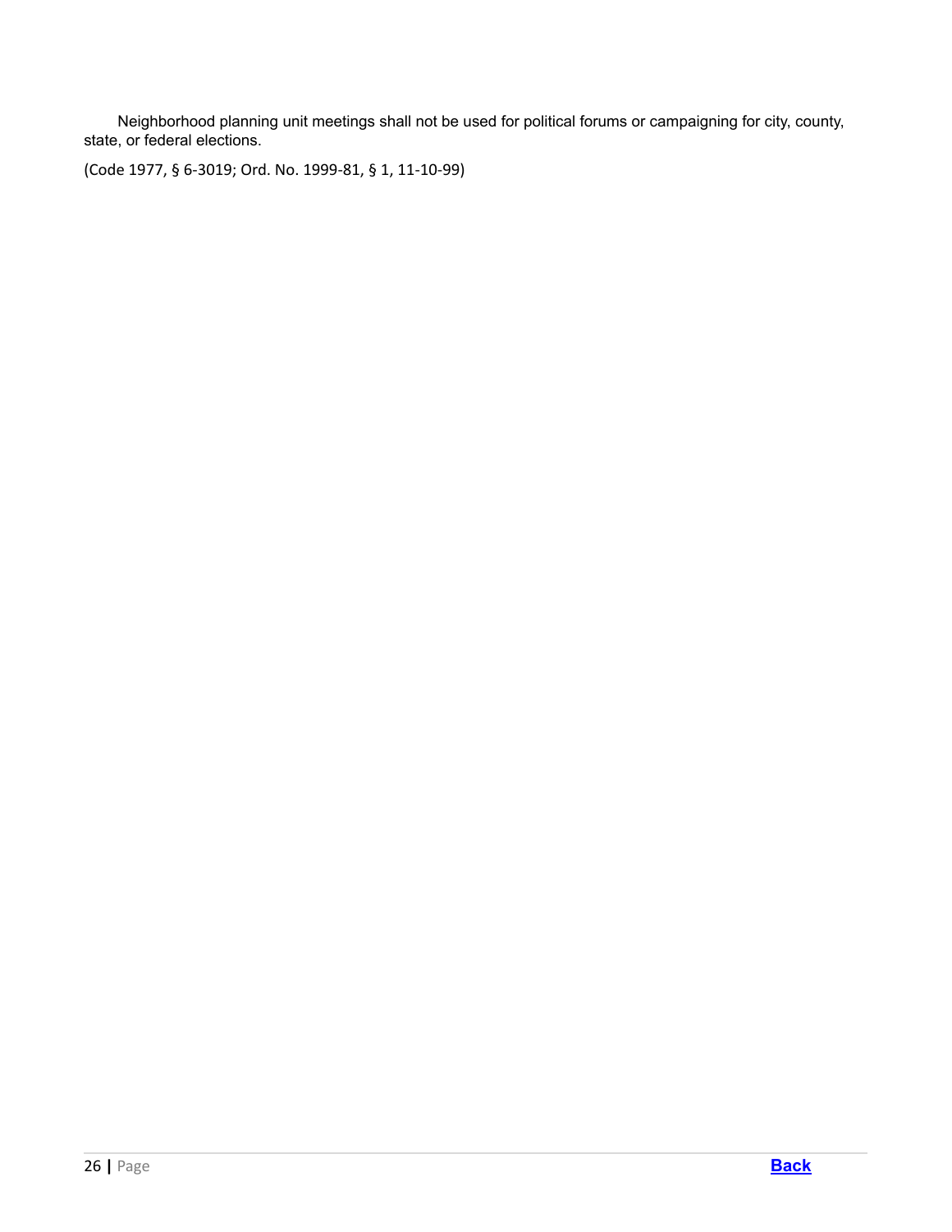Neighborhood planning unit meetings shall not be used for political forums or campaigning for city, county, state, or federal elections.

(Code 1977, § 6-3019; Ord. No. 1999-81, § 1, 11-10-99)